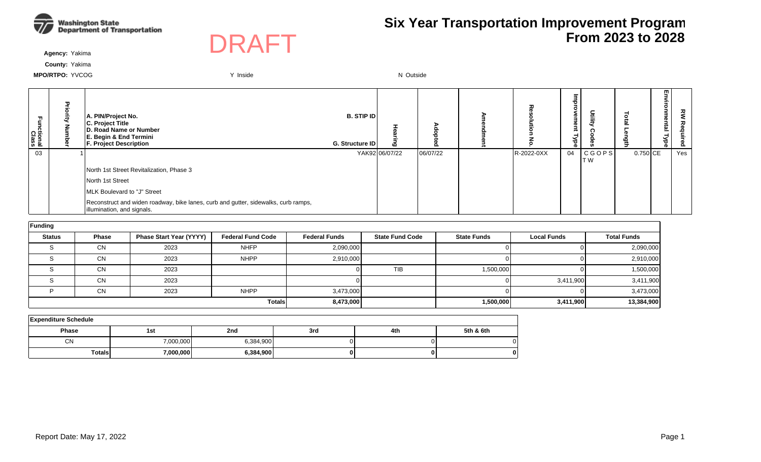Washington State Department of Transportation

DRAFT

# Six Year Transportation Improvement Program From 2023 to 2028

**Agency:** Yakima

**County:** Yakima

**MPO/RTPO:** YVCOG

Y Inside

N Outside

| Functional Class | Priority Number | A. PIN/Project No. C. Project Title D. Road Name or Number E. Begin & End Termini F. Project Description | B. STIP ID G. Structure ID | Hearing | Adopted | Amendment | Resolution No. | Improvement Type | Utility Codes | Total Length | Environmental Type | RW Required |
|---|---|---|---|---|---|---|---|---|---|---|---|---|
| 03 | 1 | North 1st Street Revitalization, Phase 3<br>North 1st Street<br>MLK Boulevard to "J" Street<br>Reconstruct and widen roadway, bike lanes, curb and gutter, sidewalks, curb ramps, illumination, and signals. | YAK92 | 06/07/22 | 06/07/22 | | R-2022-0XX | 04 | C G O P S T W | 0.750 | CE | Yes |

**Funding**

| Status | Phase | Phase Start Year (YYYY) | Federal Fund Code | Federal Funds | State Fund Code | State Funds | Local Funds | Total Funds |
|---|---|---|---|---|---|---|---|---|
| S | CN | 2023 | NHFP | 2,090,000 | | 0 | 0 | 2,090,000 |
| S | CN | 2023 | NHPP | 2,910,000 | | 0 | 0 | 2,910,000 |
| S | CN | 2023 | | 0 | TIB | 1,500,000 | 0 | 1,500,000 |
| S | CN | 2023 | | 0 | | 0 | 3,411,900 | 3,411,900 |
| P | CN | 2023 | NHPP | 3,473,000 | | 0 | 0 | 3,473,000 |
| | | | **Totals** | **8,473,000** | | **1,500,000** | **3,411,900** | **13,384,900** |

**Expenditure Schedule**

| Phase | 1st | 2nd | 3rd | 4th | 5th & 6th |
|---|---|---|---|---|---|
| CN | 7,000,000 | 6,384,900 | 0 | 0 | 0 |
| **Totals** | **7,000,000** | **6,384,900** | **0** | **0** | **0** |

Report Date: May 17, 2022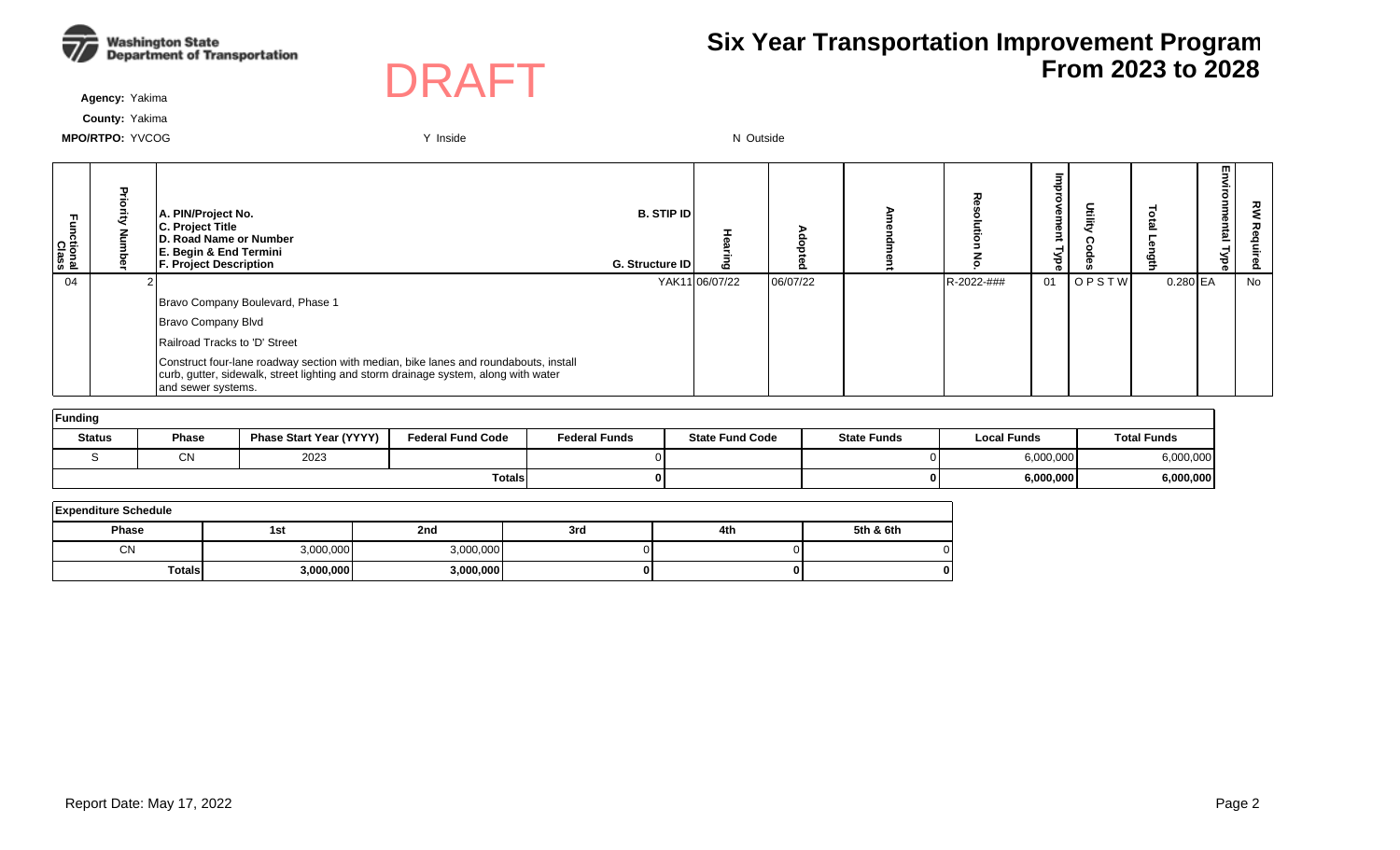**Washington State Department of Transportation**

DRAFT

# Six Year Transportation Improvement Program From 2023 to 2028

**Agency:** Yakima

**County:** Yakima

**MPO/RTPO:** YVCOG — Y Inside — N Outside

| Functional Class | Priority Number | A. PIN/Project No. C. Project Title D. Road Name or Number E. Begin & End Termini F. Project Description | B. STIP ID G. Structure ID | Hearing | Adopted | Amendment | Resolution No. | Improvement Type | Utility Codes | Total Length | Environmental Type | RW Required |
|---|---|---|---|---|---|---|---|---|---|---|---|---|
| 04 | 2 | | YAK11 | 06/07/22 | 06/07/22 | | R-2022-### | 01 | O P S T W | 0.280 | EA | No |
| | | Bravo Company Boulevard, Phase 1 | | | | | | | | | | |
| | | Bravo Company Blvd | | | | | | | | | | |
| | | Railroad Tracks to 'D' Street | | | | | | | | | | |
| | | Construct four-lane roadway section with median, bike lanes and roundabouts, install curb, gutter, sidewalk, street lighting and storm drainage system, along with water and sewer systems. | | | | | | | | | | |

**Funding**

| Status | Phase | Phase Start Year (YYYY) | Federal Fund Code | Federal Funds | State Fund Code | State Funds | Local Funds | Total Funds |
|---|---|---|---|---|---|---|---|---|
| S | CN | 2023 | | 0 | | 0 | 6,000,000 | 6,000,000 |
| | | | **Totals** | **0** | | **0** | **6,000,000** | **6,000,000** |

**Expenditure Schedule**

| Phase | 1st | 2nd | 3rd | 4th | 5th & 6th |
|---|---|---|---|---|---|
| CN | 3,000,000 | 3,000,000 | 0 | 0 | 0 |
| **Totals** | **3,000,000** | **3,000,000** | **0** | **0** | **0** |

Report Date: May 17, 2022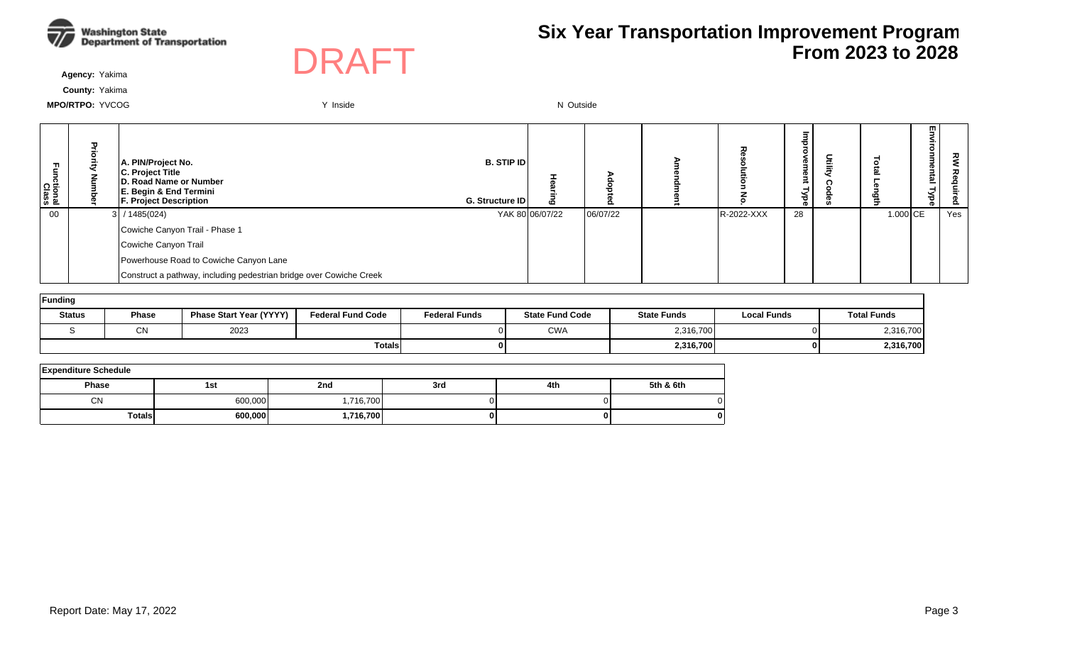# Six Year Transportation Improvement Program From 2023 to 2028

DRAFT

**Agency:** Yakima

**County:** Yakima

**MPO/RTPO:** YVCOG

Y Inside

N Outside

| Functional Class | Priority Number | A. PIN/Project No. C. Project Title D. Road Name or Number E. Begin & End Termini F. Project Description | B. STIP ID G. Structure ID | Hearing | Adopted | Amendment | Resolution No. | Improvement Type | Utility Codes | Total Length | Environmental Type | RW Required |
|---|---|---|---|---|---|---|---|---|---|---|---|---|
| 00 | 3 | / 1485(024) | YAK 80 | 06/07/22 | 06/07/22 | | R-2022-XXX | 28 | | 1.000 | CE | Yes |
| | | Cowiche Canyon Trail - Phase 1 | | | | | | | | | | |
| | | Cowiche Canyon Trail | | | | | | | | | | |
| | | Powerhouse Road to Cowiche Canyon Lane | | | | | | | | | | |
| | | Construct a pathway, including pedestrian bridge over Cowiche Creek | | | | | | | | | | |

**Funding**

| Status | Phase | Phase Start Year (YYYY) | Federal Fund Code | Federal Funds | State Fund Code | State Funds | Local Funds | Total Funds |
|---|---|---|---|---|---|---|---|---|
| S | CN | 2023 | | 0 | CWA | 2,316,700 | 0 | 2,316,700 |
| | | | **Totals** | **0** | | **2,316,700** | **0** | **2,316,700** |

**Expenditure Schedule**

| Phase | 1st | 2nd | 3rd | 4th | 5th & 6th |
|---|---|---|---|---|---|
| CN | 600,000 | 1,716,700 | 0 | 0 | 0 |
| **Totals** | **600,000** | **1,716,700** | **0** | **0** | **0** |

Report Date: May 17, 2022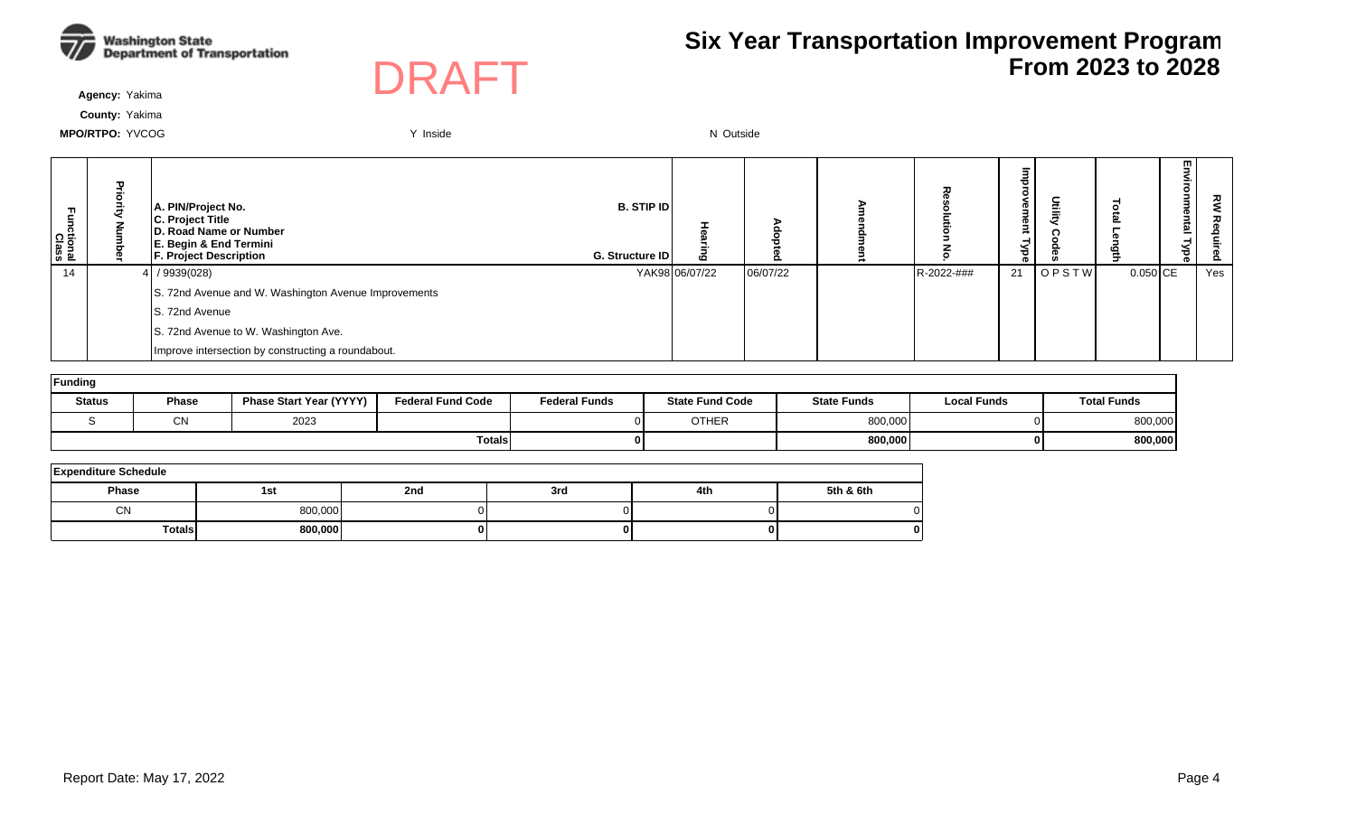# Six Year Transportation Improvement Program From 2023 to 2028

DRAFT

**Agency:** Yakima

**County:** Yakima

**MPO/RTPO:** YVCOG Y Inside N Outside

| Functional Class | Priority Number | A. PIN/Project No. C. Project Title D. Road Name or Number E. Begin & End Termini F. Project Description | B. STIP ID G. Structure ID | Hearing | Adopted | Amendment | Resolution No. | Improvement Type | Utility Codes | Total Length | Environmental Type | RW Required |
|---|---|---|---|---|---|---|---|---|---|---|---|---|
| 14 | 4 | / 9939(028) | YAK98 | 06/07/22 | 06/07/22 | | R-2022-### | 21 | O P S T W | 0.050 | CE | Yes |
| | | S. 72nd Avenue and W. Washington Avenue Improvements | | | | | | | | | | |
| | | S. 72nd Avenue | | | | | | | | | | |
| | | S. 72nd Avenue to W. Washington Ave. | | | | | | | | | | |
| | | Improve intersection by constructing a roundabout. | | | | | | | | | | |

**Funding**

| Status | Phase | Phase Start Year (YYYY) | Federal Fund Code | Federal Funds | State Fund Code | State Funds | Local Funds | Total Funds |
|---|---|---|---|---|---|---|---|---|
| S | CN | 2023 | | 0 | OTHER | 800,000 | 0 | 800,000 |
| | | | **Totals** | **0** | | **800,000** | **0** | **800,000** |

**Expenditure Schedule**

| Phase | 1st | 2nd | 3rd | 4th | 5th & 6th |
|---|---|---|---|---|---|
| CN | 800,000 | 0 | 0 | 0 | 0 |
| **Totals** | **800,000** | **0** | **0** | **0** | **0** |

Report Date: May 17, 2022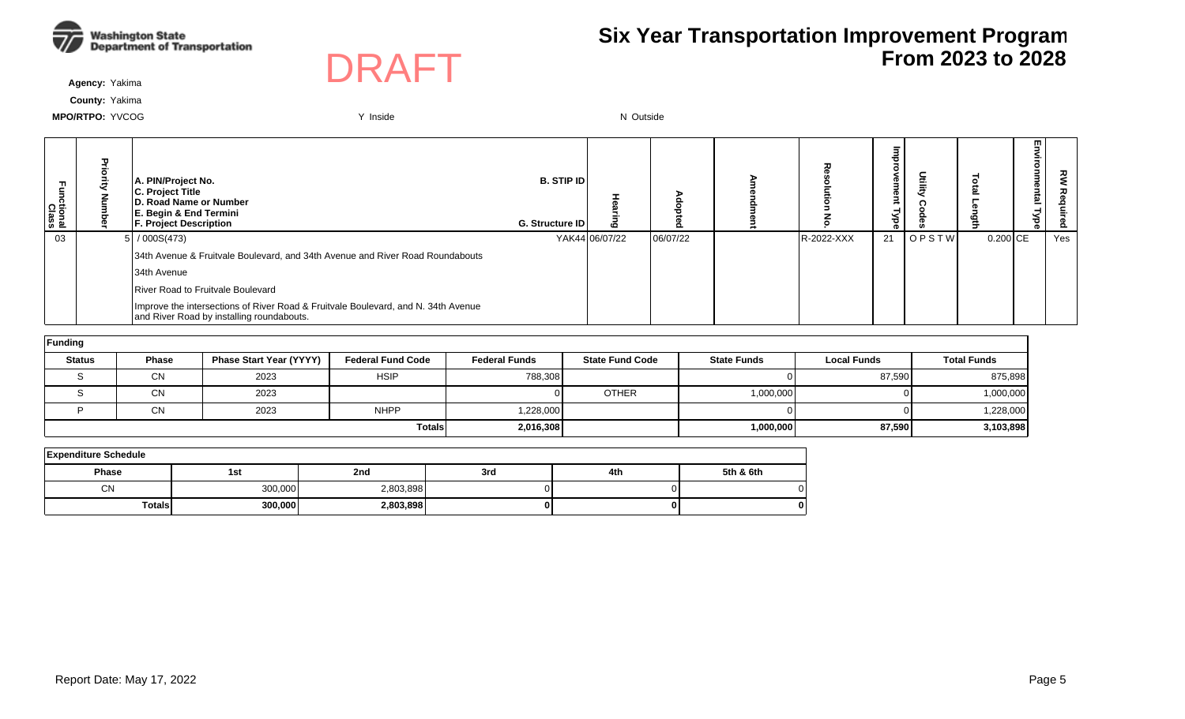# Six Year Transportation Improvement Program From 2023 to 2028

DRAFT

**Agency:** Yakima

**County:** Yakima

**MPO/RTPO:** YVCOG &nbsp;&nbsp;&nbsp; Y Inside &nbsp;&nbsp;&nbsp; N Outside

| Functional Class | Priority Number | A. PIN/Project No. / C. Project Title / D. Road Name or Number / E. Begin & End Termini / F. Project Description | B. STIP ID / G. Structure ID | Hearing | Adopted | Amendment | Resolution No. | Improvement Type | Utility Codes | Total Length | Environmental Type | RW Required |
|---|---|---|---|---|---|---|---|---|---|---|---|---|
| 03 | 5 | / 000S(473) | YAK44 | 06/07/22 | 06/07/22 | | R-2022-XXX | 21 | O P S T W | 0.200 | CE | Yes |
| | | 34th Avenue & Fruitvale Boulevard, and 34th Avenue and River Road Roundabouts | | | | | | | | | | |
| | | 34th Avenue | | | | | | | | | | |
| | | River Road to Fruitvale Boulevard | | | | | | | | | | |
| | | Improve the intersections of River Road & Fruitvale Boulevard, and N. 34th Avenue and River Road by installing roundabouts. | | | | | | | | | | |

**Funding**

| Status | Phase | Phase Start Year (YYYY) | Federal Fund Code | Federal Funds | State Fund Code | State Funds | Local Funds | Total Funds |
|---|---|---|---|---|---|---|---|---|
| S | CN | 2023 | HSIP | 788,308 | | 0 | 87,590 | 875,898 |
| S | CN | 2023 | | 0 | OTHER | 1,000,000 | 0 | 1,000,000 |
| P | CN | 2023 | NHPP | 1,228,000 | | 0 | 0 | 1,228,000 |
| | | | **Totals** | **2,016,308** | | **1,000,000** | **87,590** | **3,103,898** |

**Expenditure Schedule**

| Phase | 1st | 2nd | 3rd | 4th | 5th & 6th |
|---|---|---|---|---|---|
| CN | 300,000 | 2,803,898 | 0 | 0 | 0 |
| **Totals** | **300,000** | **2,803,898** | **0** | **0** | **0** |

Report Date: May 17, 2022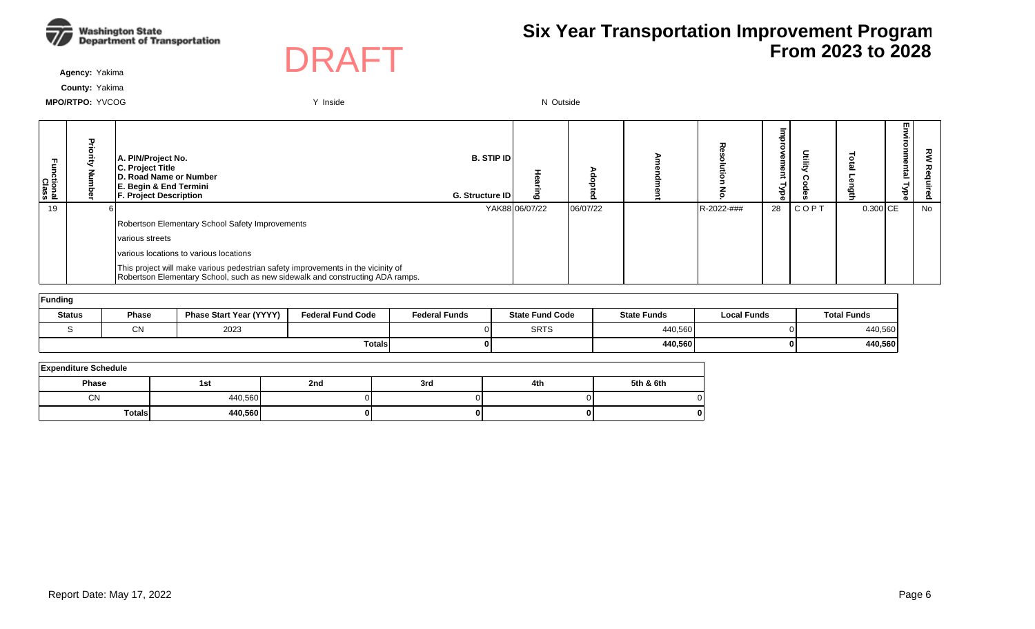Washington State Department of Transportation

DRAFT

# Six Year Transportation Improvement Program From 2023 to 2028

**Agency:** Yakima

**County:** Yakima

**MPO/RTPO:** YVCOG Y Inside N Outside

| Functional Class | Priority Number | A. PIN/Project No.<br>C. Project Title<br>D. Road Name or Number<br>E. Begin & End Termini<br>F. Project Description | B. STIP ID<br>G. Structure ID | Hearing | Adopted | Amendment | Resolution No. | Improvement Type | Utility Codes | Total Length | Environmental Type | RW Required |
|---|---|---|---|---|---|---|---|---|---|---|---|---|
| 19 | 6 | Robertson Elementary School Safety Improvements<br>various streets<br>various locations to various locations<br>This project will make various pedestrian safety improvements in the vicinity of Robertson Elementary School, such as new sidewalk and constructing ADA ramps. | YAK88 | 06/07/22 | 06/07/22 | | R-2022-### | 28 | C O P T | 0.300 | CE | No |

**Funding**

| Status | Phase | Phase Start Year (YYYY) | Federal Fund Code | Federal Funds | State Fund Code | State Funds | Local Funds | Total Funds |
|---|---|---|---|---|---|---|---|---|
| S | CN | 2023 | | 0 | SRTS | 440,560 | 0 | 440,560 |
| | | | | **Totals** 0 | | **440,560** | **0** | **440,560** |

**Expenditure Schedule**

| Phase | 1st | 2nd | 3rd | 4th | 5th & 6th |
|---|---|---|---|---|---|
| CN | 440,560 | 0 | 0 | 0 | 0 |
| **Totals** | **440,560** | **0** | **0** | **0** | **0** |

Report Date: May 17, 2022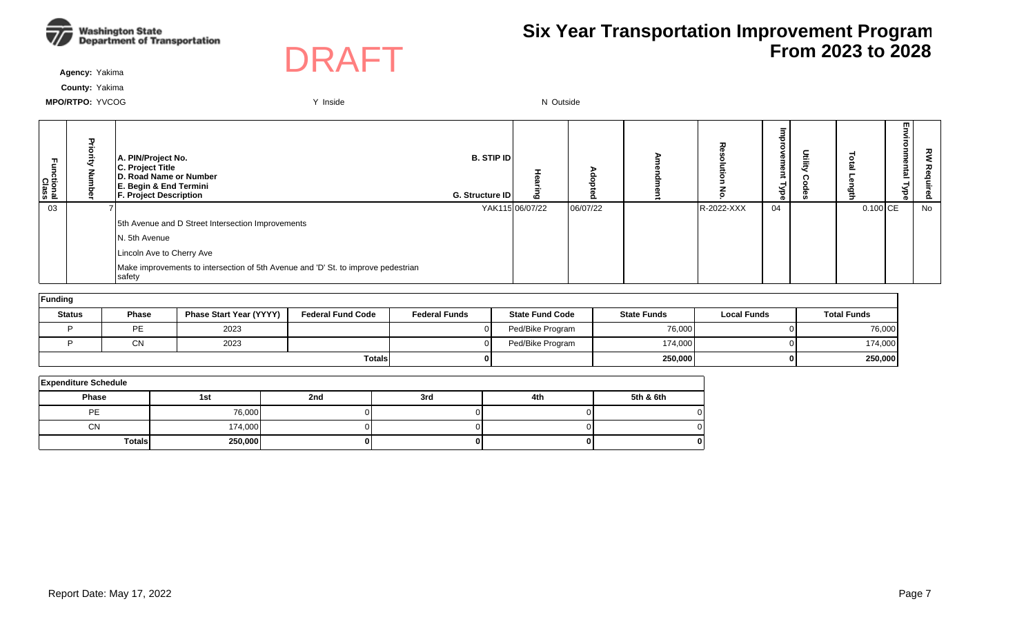# Six Year Transportation Improvement Program From 2023 to 2028

DRAFT

**Agency:** Yakima

**County:** Yakima

**MPO/RTPO:** YVCOG

Y Inside

N Outside

| Functional Class | Priority Number | A. PIN/Project No. / C. Project Title / D. Road Name or Number / E. Begin & End Termini / F. Project Description | B. STIP ID / G. Structure ID | Hearing | Adopted | Amendment | Resolution No. | Improvement Type | Utility Codes | Total Length | Environmental Type | RW Required |
|---|---|---|---|---|---|---|---|---|---|---|---|---|
| 03 | 7 | | YAK115 | 06/07/22 | 06/07/22 | | R-2022-XXX | 04 | | 0.100 | CE | No |
| | | 5th Avenue and D Street Intersection Improvements | | | | | | | | | | |
| | | N. 5th Avenue | | | | | | | | | | |
| | | Lincoln Ave to Cherry Ave | | | | | | | | | | |
| | | Make improvements to intersection of 5th Avenue and 'D' St. to improve pedestrian safety | | | | | | | | | | |

**Funding**

| Status | Phase | Phase Start Year (YYYY) | Federal Fund Code | Federal Funds | State Fund Code | State Funds | Local Funds | Total Funds |
|---|---|---|---|---|---|---|---|---|
| P | PE | 2023 | | 0 | Ped/Bike Program | 76,000 | 0 | 76,000 |
| P | CN | 2023 | | 0 | Ped/Bike Program | 174,000 | 0 | 174,000 |
| | | | **Totals** | **0** | | **250,000** | **0** | **250,000** |

**Expenditure Schedule**

| Phase | 1st | 2nd | 3rd | 4th | 5th & 6th |
|---|---|---|---|---|---|
| PE | 76,000 | 0 | 0 | 0 | 0 |
| CN | 174,000 | 0 | 0 | 0 | 0 |
| **Totals** | **250,000** | **0** | **0** | **0** | **0** |

Report Date: May 17, 2022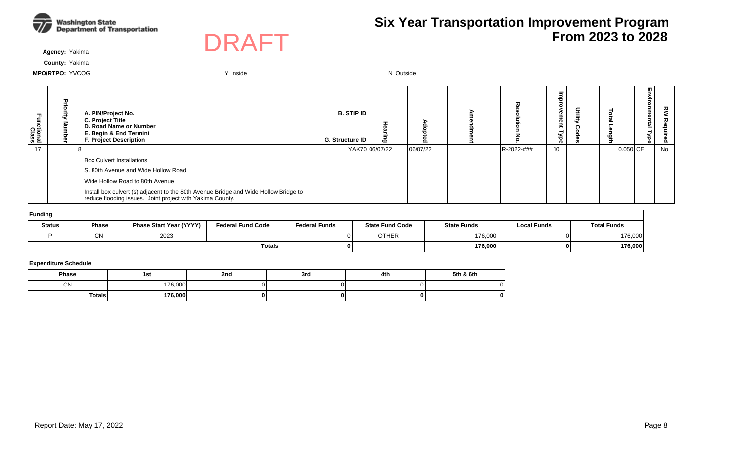**Washington State Department of Transportation**

DRAFT

# Six Year Transportation Improvement Program From 2023 to 2028

**Agency:** Yakima

**County:** Yakima

**MPO/RTPO:** YVCOG Y Inside N Outside

| Functional Class | Priority Number | A. PIN/Project No. C. Project Title D. Road Name or Number E. Begin & End Termini F. Project Description | B. STIP ID G. Structure ID | Hearing | Adopted | Amendment | Resolution No. | Improvement Type | Utility Codes | Total Length | Environmental Type | RW Required |
|---|---|---|---|---|---|---|---|---|---|---|---|---|
| 17 | 8 | | YAK70 | 06/07/22 | 06/07/22 | | R-2022-### | 10 | | 0.050 | CE | No |
| | | Box Culvert Installations | | | | | | | | | | |
| | | S. 80th Avenue and Wide Hollow Road | | | | | | | | | | |
| | | Wide Hollow Road to 80th Avenue | | | | | | | | | | |
| | | Install box culvert (s) adjacent to the 80th Avenue Bridge and Wide Hollow Bridge to reduce flooding issues. Joint project with Yakima County. | | | | | | | | | | |

**Funding**

| Status | Phase | Phase Start Year (YYYY) | Federal Fund Code | Federal Funds | State Fund Code | State Funds | Local Funds | Total Funds |
|---|---|---|---|---|---|---|---|---|
| P | CN | 2023 | | 0 | OTHER | 176,000 | 0 | 176,000 |
| | | | | **Totals** **0** | | **176,000** | **0** | **176,000** |

**Expenditure Schedule**

| Phase | 1st | 2nd | 3rd | 4th | 5th & 6th |
|---|---|---|---|---|---|
| CN | 176,000 | 0 | 0 | 0 | 0 |
| **Totals** | **176,000** | **0** | **0** | **0** | **0** |

Report Date: May 17, 2022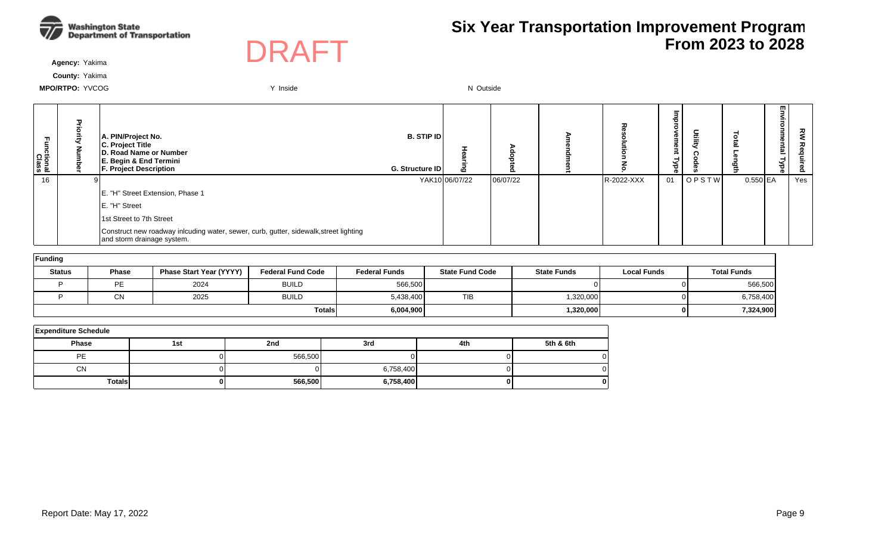Washington State Department of Transportation

DRAFT

# Six Year Transportation Improvement Program From 2023 to 2028

**Agency:** Yakima

**County:** Yakima

**MPO/RTPO:** YVCOG

Y Inside

N Outside

| Functional Class | Priority Number | A. PIN/Project No. C. Project Title D. Road Name or Number E. Begin & End Termini F. Project Description | B. STIP ID G. Structure ID | Hearing | Adopted | Amendment | Resolution No. | Improvement Type | Utility Codes | Total Length | Environmental Type | RW Required |
|---|---|---|---|---|---|---|---|---|---|---|---|---|
| 16 | 9 | | YAK10 | 06/07/22 | 06/07/22 | | R-2022-XXX | 01 | O P S T W | 0.550 | EA | Yes |
| | | E. "H" Street Extension, Phase 1 | | | | | | | | | | |
| | | E. "H" Street | | | | | | | | | | |
| | | 1st Street to 7th Street | | | | | | | | | | |
| | | Construct new roadway inlcuding water, sewer, curb, gutter, sidewalk,street lighting and storm drainage system. | | | | | | | | | | |

**Funding**

| Status | Phase | Phase Start Year (YYYY) | Federal Fund Code | Federal Funds | State Fund Code | State Funds | Local Funds | Total Funds |
|---|---|---|---|---|---|---|---|---|
| P | PE | 2024 | BUILD | 566,500 | | 0 | 0 | 566,500 |
| P | CN | 2025 | BUILD | 5,438,400 | TIB | 1,320,000 | 0 | 6,758,400 |
| | | | **Totals** | **6,004,900** | | **1,320,000** | **0** | **7,324,900** |

**Expenditure Schedule**

| Phase | 1st | 2nd | 3rd | 4th | 5th & 6th |
|---|---|---|---|---|---|
| PE | 0 | 566,500 | 0 | 0 | 0 |
| CN | 0 | 0 | 6,758,400 | 0 | 0 |
| **Totals** | **0** | **566,500** | **6,758,400** | **0** | **0** |

Report Date: May 17, 2022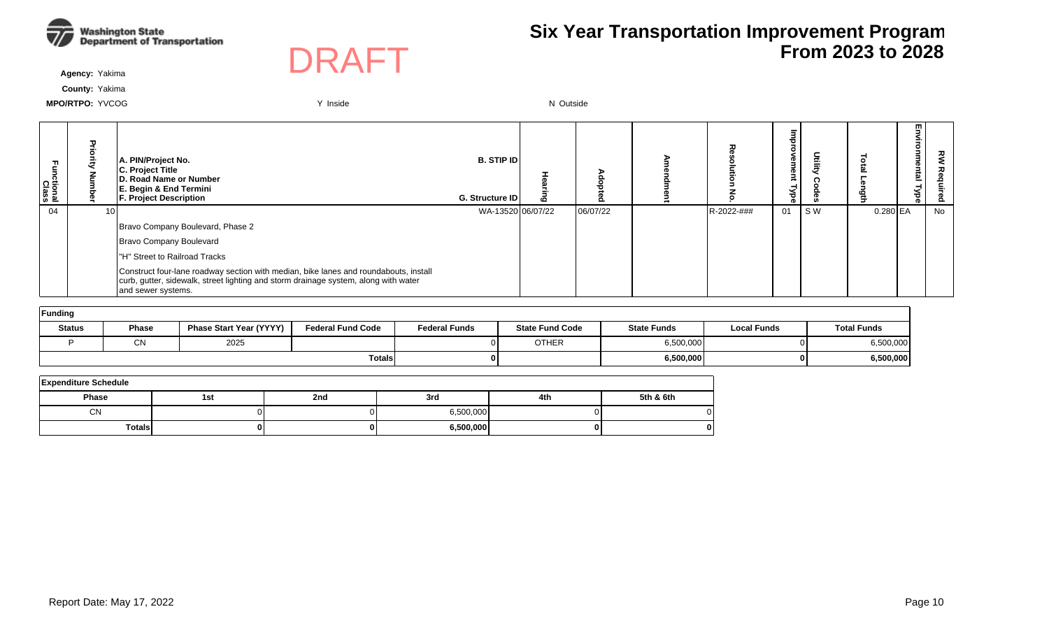Washington State Department of Transportation

DRAFT

# Six Year Transportation Improvement Program From 2023 to 2028

**Agency:** Yakima

**County:** Yakima

**MPO/RTPO:** YVCOG Y Inside N Outside

| Functional Class | Priority Number | A. PIN/Project No. C. Project Title D. Road Name or Number E. Begin & End Termini F. Project Description | B. STIP ID G. Structure ID | Hearing | Adopted | Amendment | Resolution No. | Improvement Type | Utility Codes | Total Length | Environmental Type | RW Required |
|---|---|---|---|---|---|---|---|---|---|---|---|---|
| 04 | 10 | Bravo Company Boulevard, Phase 2<br>Bravo Company Boulevard<br>"H" Street to Railroad Tracks<br>Construct four-lane roadway section with median, bike lanes and roundabouts, install curb, gutter, sidewalk, street lighting and storm drainage system, along with water and sewer systems. | WA-13520 | 06/07/22 | 06/07/22 | | R-2022-### | 01 | S W | 0.280 | EA | No |

**Funding**

| Status | Phase | Phase Start Year (YYYY) | Federal Fund Code | Federal Funds | State Fund Code | State Funds | Local Funds | Total Funds |
|---|---|---|---|---|---|---|---|---|
| P | CN | 2025 | | 0 | OTHER | 6,500,000 | 0 | 6,500,000 |
| | | | Totals | 0 | | 6,500,000 | 0 | 6,500,000 |

**Expenditure Schedule**

| Phase | 1st | 2nd | 3rd | 4th | 5th & 6th |
|---|---|---|---|---|---|
| CN | 0 | 0 | 6,500,000 | 0 | 0 |
| Totals | 0 | 0 | 6,500,000 | 0 | 0 |

Report Date: May 17, 2022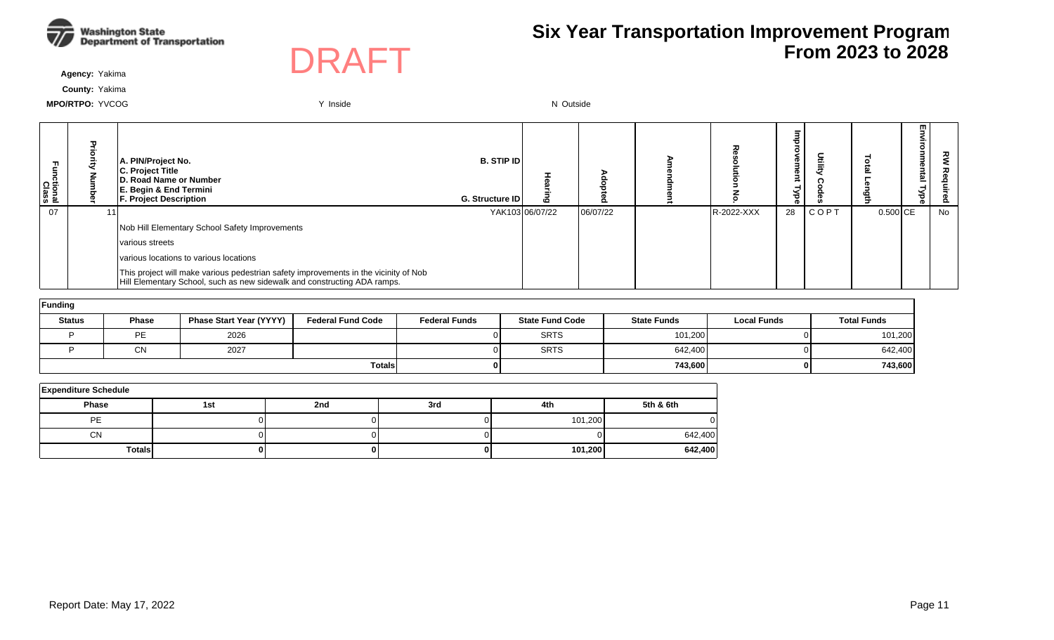Washington State Department of Transportation

DRAFT

# Six Year Transportation Improvement Program From 2023 to 2028

**Agency:** Yakima

**County:** Yakima

**MPO/RTPO:** YVCOG

Y Inside

N Outside

| Functional Class | Priority Number | A. PIN/Project No.<br>C. Project Title<br>D. Road Name or Number<br>E. Begin & End Termini<br>F. Project Description | B. STIP ID<br>G. Structure ID | Hearing | Adopted | Amendment | Resolution No. | Improvement Type | Utility Codes | Total Length | Environmental Type | RW Required |
|---|---|---|---|---|---|---|---|---|---|---|---|---|
| 07 | 11 | | YAK103 | 06/07/22 | 06/07/22 | | R-2022-XXX | 28 | C O P T | 0.500 | CE | No |
| | | Nob Hill Elementary School Safety Improvements | | | | | | | | | | |
| | | various streets | | | | | | | | | | |
| | | various locations to various locations | | | | | | | | | | |
| | | This project will make various pedestrian safety improvements in the vicinity of Nob Hill Elementary School, such as new sidewalk and constructing ADA ramps. | | | | | | | | | | |

**Funding**

| Status | Phase | Phase Start Year (YYYY) | Federal Fund Code | Federal Funds | State Fund Code | State Funds | Local Funds | Total Funds |
|---|---|---|---|---|---|---|---|---|
| P | PE | 2026 | | 0 | SRTS | 101,200 | 0 | 101,200 |
| P | CN | 2027 | | 0 | SRTS | 642,400 | 0 | 642,400 |
| | | | | **Totals** **0** | | **743,600** | **0** | **743,600** |

**Expenditure Schedule**

| Phase | 1st | 2nd | 3rd | 4th | 5th & 6th |
|---|---|---|---|---|---|
| PE | 0 | 0 | 0 | 101,200 | 0 |
| CN | 0 | 0 | 0 | 0 | 642,400 |
| **Totals** | **0** | **0** | **0** | **101,200** | **642,400** |

Report Date: May 17, 2022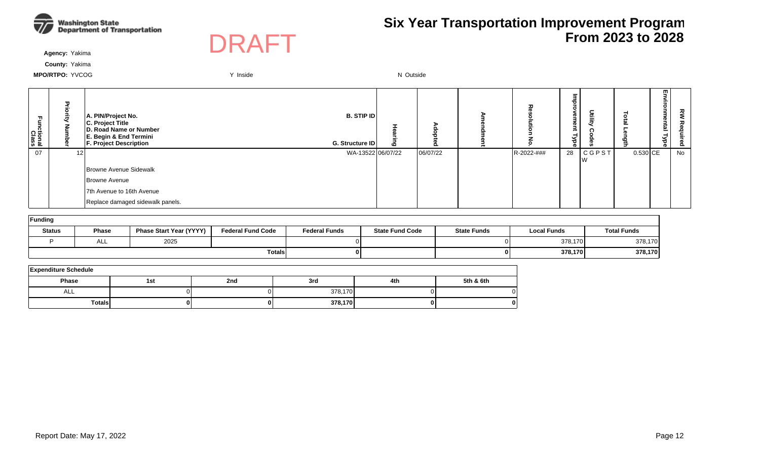Washington State Department of Transportation

DRAFT

# Six Year Transportation Improvement Program From 2023 to 2028

**Agency:** Yakima

**County:** Yakima

**MPO/RTPO:** YVCOG

Y Inside

N Outside

| Functional Class | Priority Number | A. PIN/Project No. C. Project Title D. Road Name or Number E. Begin & End Termini F. Project Description | B. STIP ID G. Structure ID | Hearing | Adopted | Amendment | Resolution No. | Improvement Type | Utility Codes | Total Length | Environmental Type | RW Required |
|---|---|---|---|---|---|---|---|---|---|---|---|---|
| 07 | 12 | | WA-13522 | 06/07/22 | 06/07/22 | | R-2022-### | 28 | C G P S T W | 0.530 | CE | No |
| | | Browne Avenue Sidewalk | | | | | | | | | | |
| | | Browne Avenue | | | | | | | | | | |
| | | 7th Avenue to 16th Avenue | | | | | | | | | | |
| | | Replace damaged sidewalk panels. | | | | | | | | | | |

**Funding**

| Status | Phase | Phase Start Year (YYYY) | Federal Fund Code | Federal Funds | State Fund Code | State Funds | Local Funds | Total Funds |
|---|---|---|---|---|---|---|---|---|
| P | ALL | 2025 | | 0 | | 0 | 378,170 | 378,170 |
| | | | | **Totals** | **0** | **0** | **378,170** | **378,170** |

**Expenditure Schedule**

| Phase | 1st | 2nd | 3rd | 4th | 5th & 6th |
|---|---|---|---|---|---|
| ALL | 0 | 0 | 378,170 | 0 | 0 |
| **Totals** | **0** | **0** | **378,170** | **0** | **0** |

Report Date: May 17, 2022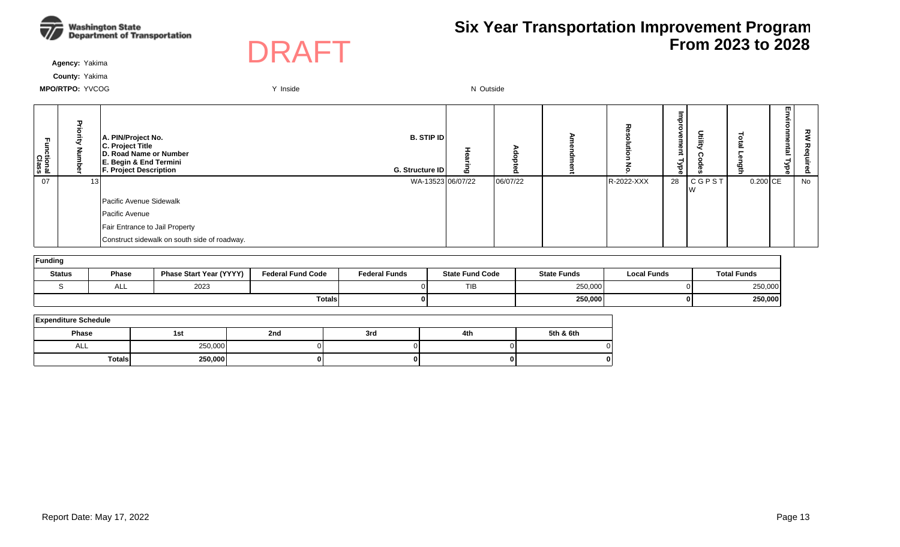**Washington State Department of Transportation**

DRAFT

# Six Year Transportation Improvement Program From 2023 to 2028

**Agency:** Yakima

**County:** Yakima

**MPO/RTPO:** YVCOG Y Inside N Outside

| Functional Class | Priority Number | A. PIN/Project No.<br>C. Project Title<br>D. Road Name or Number<br>E. Begin & End Termini<br>F. Project Description | B. STIP ID<br>G. Structure ID | Hearing | Adopted | Amendment | Resolution No. | Improvement Type | Utility Codes | Total Length | Environmental Type | RW Required |
|---|---|---|---|---|---|---|---|---|---|---|---|---|
| 07 | 13 | | WA-13523 | 06/07/22 | 06/07/22 | | R-2022-XXX | 28 | C G P S T W | 0.200 | CE | No |
| | | Pacific Avenue Sidewalk | | | | | | | | | | |
| | | Pacific Avenue | | | | | | | | | | |
| | | Fair Entrance to Jail Property | | | | | | | | | | |
| | | Construct sidewalk on south side of roadway. | | | | | | | | | | |

**Funding**

| Status | Phase | Phase Start Year (YYYY) | Federal Fund Code | Federal Funds | State Fund Code | State Funds | Local Funds | Total Funds |
|---|---|---|---|---|---|---|---|---|
| S | ALL | 2023 | | 0 | TIB | 250,000 | 0 | 250,000 |
| | | | | **Totals** | **0** | | **250,000** | **0** | **250,000** |

**Expenditure Schedule**

| Phase | 1st | 2nd | 3rd | 4th | 5th & 6th |
|---|---|---|---|---|---|
| ALL | 250,000 | 0 | 0 | 0 | 0 |
| **Totals** | **250,000** | **0** | **0** | **0** | **0** |

Report Date: May 17, 2022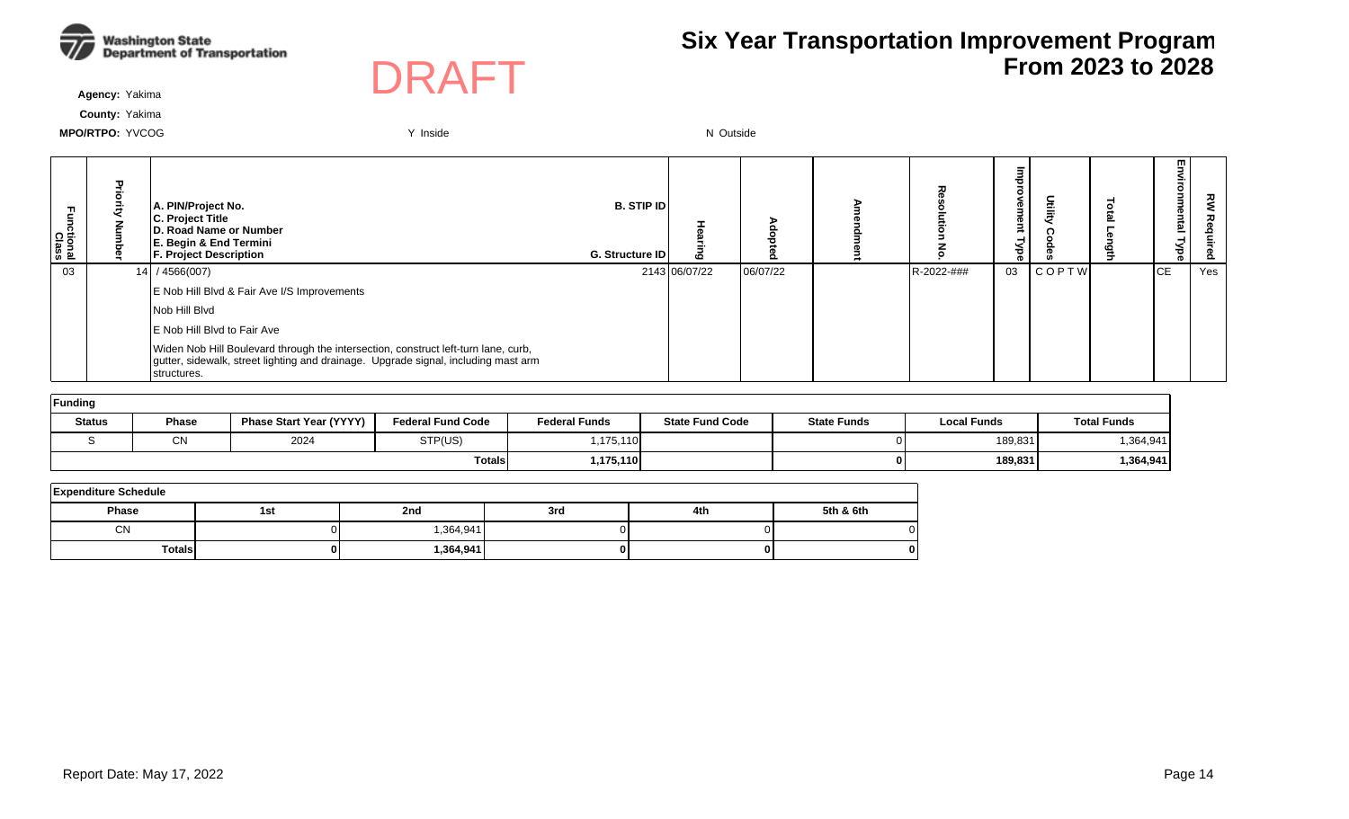Washington State Department of Transportation

# Six Year Transportation Improvement Program From 2023 to 2028

DRAFT

**Agency:** Yakima

**County:** Yakima

**MPO/RTPO:** YVCOG

Y Inside

N Outside

| Functional Class | Priority Number | A. PIN/Project No. C. Project Title D. Road Name or Number E. Begin & End Termini F. Project Description | B. STIP ID G. Structure ID | Hearing | Adopted | Amendment | Resolution No. | Improvement Type | Utility Codes | Total Length | Environmental Type | RW Required |
|---|---|---|---|---|---|---|---|---|---|---|---|---|
| 03 | 14 | / 4566(007) | 2143 | 06/07/22 | 06/07/22 | | R-2022-### | 03 | C O P T W | | CE | Yes |
| | | E Nob Hill Blvd & Fair Ave I/S Improvements | | | | | | | | | | |
| | | Nob Hill Blvd | | | | | | | | | | |
| | | E Nob Hill Blvd to Fair Ave | | | | | | | | | | |
| | | Widen Nob Hill Boulevard through the intersection, construct left-turn lane, curb, gutter, sidewalk, street lighting and drainage. Upgrade signal, including mast arm structures. | | | | | | | | | | |

**Funding**

| Status | Phase | Phase Start Year (YYYY) | Federal Fund Code | Federal Funds | State Fund Code | State Funds | Local Funds | Total Funds |
|---|---|---|---|---|---|---|---|---|
| S | CN | 2024 | STP(US) | 1,175,110 | | 0 | 189,831 | 1,364,941 |
| | | | Totals | 1,175,110 | | 0 | 189,831 | 1,364,941 |

**Expenditure Schedule**

| Phase | 1st | 2nd | 3rd | 4th | 5th & 6th |
|---|---|---|---|---|---|
| CN | 0 | 1,364,941 | 0 | 0 | 0 |
| Totals | 0 | 1,364,941 | 0 | 0 | 0 |

Report Date: May 17, 2022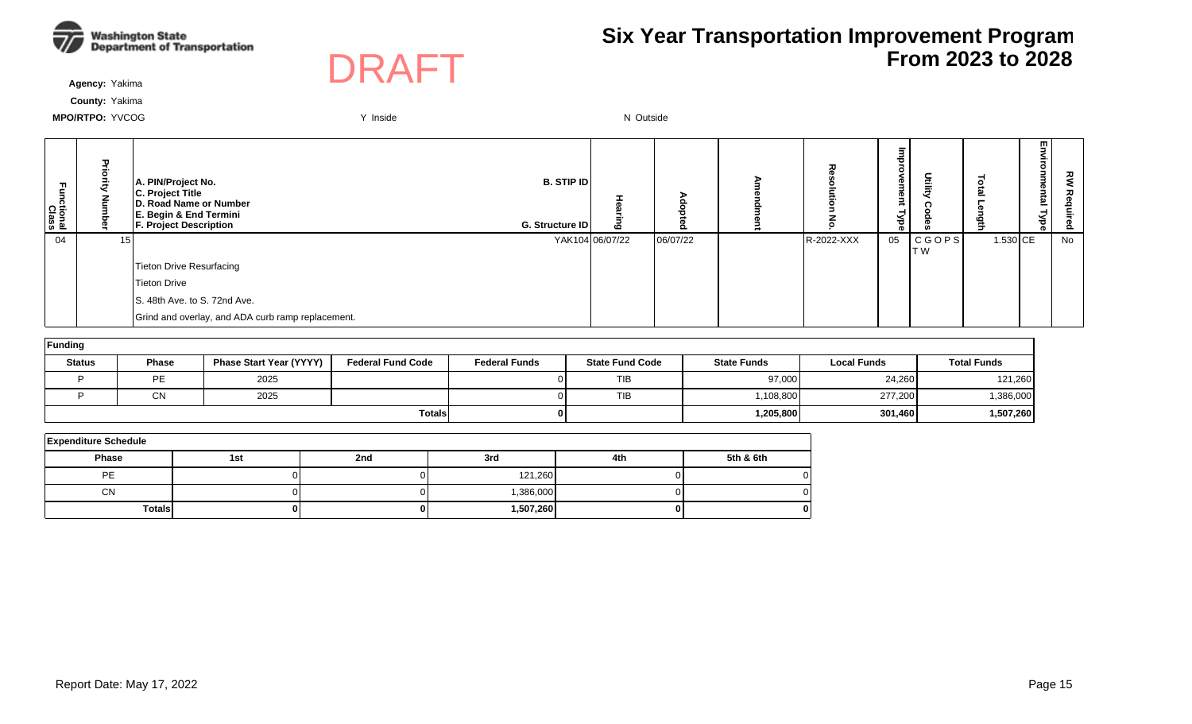Washington State Department of Transportation

DRAFT

# Six Year Transportation Improvement Program From 2023 to 2028

**Agency:** Yakima

**County:** Yakima

**MPO/RTPO:** YVCOG

Y Inside

N Outside

| Functional Class | Priority Number | A. PIN/Project No. C. Project Title D. Road Name or Number E. Begin & End Termini F. Project Description | B. STIP ID G. Structure ID | Hearing | Adopted | Amendment | Resolution No. | Improvement Type | Utility Codes | Total Length | Environmental Type | RW Required |
|---|---|---|---|---|---|---|---|---|---|---|---|---|
| 04 | 15 | | YAK104 | 06/07/22 | 06/07/22 | | R-2022-XXX | 05 | C G O P S T W | 1.530 | CE | No |
| | | Tieton Drive Resurfacing | | | | | | | | | | |
| | | Tieton Drive | | | | | | | | | | |
| | | S. 48th Ave. to S. 72nd Ave. | | | | | | | | | | |
| | | Grind and overlay, and ADA curb ramp replacement. | | | | | | | | | | |

**Funding**

| Status | Phase | Phase Start Year (YYYY) | Federal Fund Code | Federal Funds | State Fund Code | State Funds | Local Funds | Total Funds |
|---|---|---|---|---|---|---|---|---|
| P | PE | 2025 | | 0 | TIB | 97,000 | 24,260 | 121,260 |
| P | CN | 2025 | | 0 | TIB | 1,108,800 | 277,200 | 1,386,000 |
| | | | | **Totals** | **0** | | **1,205,800** | **301,460** | **1,507,260** |

**Expenditure Schedule**

| Phase | 1st | 2nd | 3rd | 4th | 5th & 6th |
|---|---|---|---|---|---|
| PE | 0 | 0 | 121,260 | 0 | 0 |
| CN | 0 | 0 | 1,386,000 | 0 | 0 |
| **Totals** | **0** | **0** | **1,507,260** | **0** | **0** |

Report Date: May 17, 2022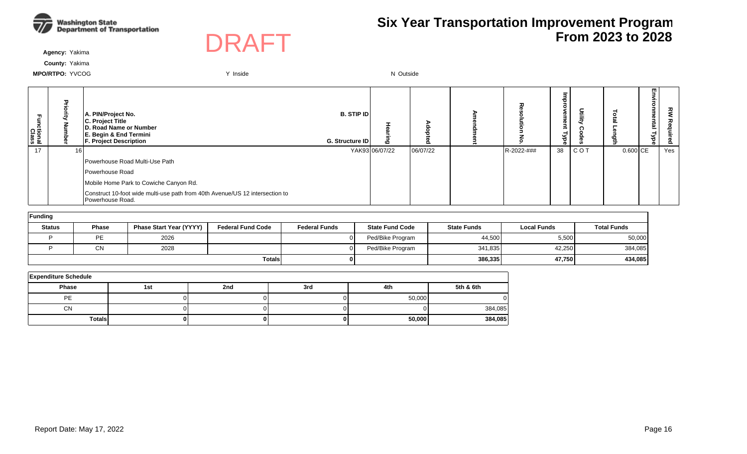Washington State Department of Transportation

DRAFT

# Six Year Transportation Improvement Program From 2023 to 2028

**Agency:** Yakima

**County:** Yakima

**MPO/RTPO:** YVCOG

Y Inside

N Outside

| Functional Class | Priority Number | A. PIN/Project No. C. Project Title D. Road Name or Number E. Begin & End Termini F. Project Description | B. STIP ID G. Structure ID | Hearing | Adopted | Amendment | Resolution No. | Improvement Type | Utility Codes | Total Length | Environmental Type | RW Required |
|---|---|---|---|---|---|---|---|---|---|---|---|---|
| 17 | 16 | | YAK93 | 06/07/22 | 06/07/22 | | R-2022-### | 38 | C O T | 0.600 | CE | Yes |
| | | Powerhouse Road Multi-Use Path | | | | | | | | | | |
| | | Powerhouse Road | | | | | | | | | | |
| | | Mobile Home Park to Cowiche Canyon Rd. | | | | | | | | | | |
| | | Construct 10-foot wide multi-use path from 40th Avenue/US 12 intersection to Powerhouse Road. | | | | | | | | | | |

**Funding**

| Status | Phase | Phase Start Year (YYYY) | Federal Fund Code | Federal Funds | State Fund Code | State Funds | Local Funds | Total Funds |
|---|---|---|---|---|---|---|---|---|
| P | PE | 2026 | | 0 | Ped/Bike Program | 44,500 | 5,500 | 50,000 |
| P | CN | 2028 | | 0 | Ped/Bike Program | 341,835 | 42,250 | 384,085 |
| | | | **Totals** | **0** | | **386,335** | **47,750** | **434,085** |

**Expenditure Schedule**

| Phase | 1st | 2nd | 3rd | 4th | 5th & 6th |
|---|---|---|---|---|---|
| PE | 0 | 0 | 0 | 50,000 | 0 |
| CN | 0 | 0 | 0 | 0 | 384,085 |
| **Totals** | **0** | **0** | **0** | **50,000** | **384,085** |

Report Date: May 17, 2022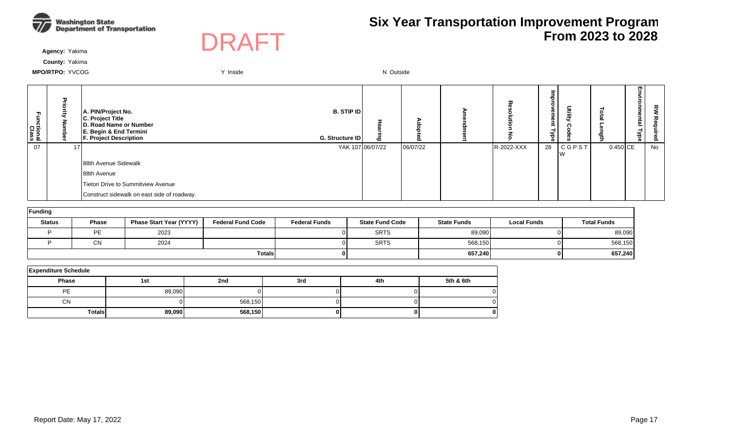Washington State Department of Transportation

DRAFT

# Six Year Transportation Improvement Program From 2023 to 2028

**Agency:** Yakima

**County:** Yakima

**MPO/RTPO:** YVCOG

Y Inside

N Outside

| Functional Class | Priority Number | A. PIN/Project No. C. Project Title D. Road Name or Number E. Begin & End Termini F. Project Description | B. STIP ID G. Structure ID | Hearing | Adopted | Amendment | Resolution No. | Improvement Type | Utility Codes | Total Length | Environmental Type | RW Required |
|---|---|---|---|---|---|---|---|---|---|---|---|---|
| 07 | 17 | | YAK 107 | 06/07/22 | 06/07/22 | | R-2022-XXX | 28 | C G P S T W | 0.450 | CE | No |
| | | 88th Avenue Sidewalk | | | | | | | | | | |
| | | 88th Avenue | | | | | | | | | | |
| | | Tieton Drive to Summitview Avenue | | | | | | | | | | |
| | | Construct sidewalk on east side of roadway. | | | | | | | | | | |

**Funding**

| Status | Phase | Phase Start Year (YYYY) | Federal Fund Code | Federal Funds | State Fund Code | State Funds | Local Funds | Total Funds |
|---|---|---|---|---|---|---|---|---|
| P | PE | 2023 | | 0 | SRTS | 89,090 | 0 | 89,090 |
| P | CN | 2024 | | 0 | SRTS | 568,150 | 0 | 568,150 |
| | | | | **Totals** **0** | | **657,240** | **0** | **657,240** |

**Expenditure Schedule**

| Phase | 1st | 2nd | 3rd | 4th | 5th & 6th |
|---|---|---|---|---|---|
| PE | 89,090 | 0 | 0 | 0 | 0 |
| CN | 0 | 568,150 | 0 | 0 | 0 |
| **Totals** | **89,090** | **568,150** | **0** | **0** | **0** |

Report Date: May 17, 2022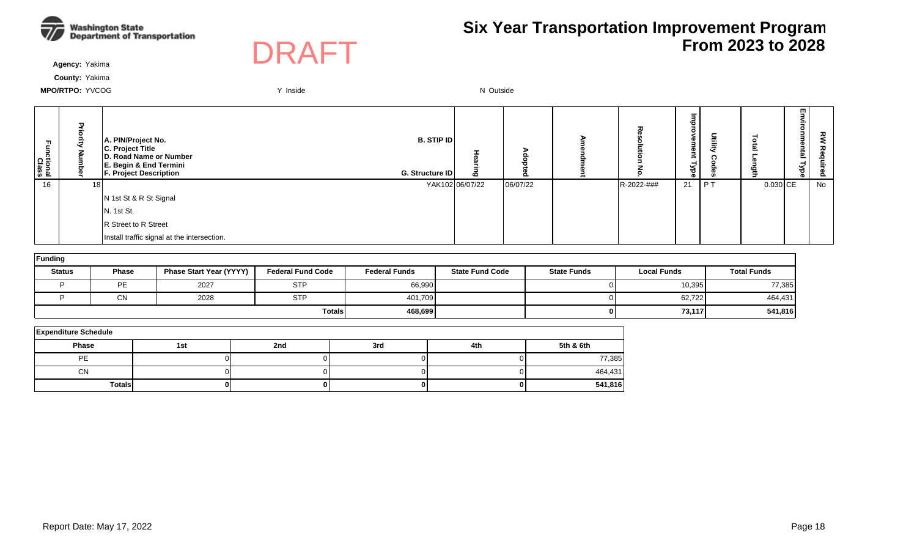Washington State Department of Transportation

DRAFT

# Six Year Transportation Improvement Program From 2023 to 2028

**Agency:** Yakima

**County:** Yakima

**MPO/RTPO:** YVCOG

Y Inside

N Outside

| Functional Class | Priority Number | A. PIN/Project No. C. Project Title D. Road Name or Number E. Begin & End Termini F. Project Description | B. STIP ID G. Structure ID | Hearing | Adopted | Amendment | Resolution No. | Improvement Type | Utility Codes | Total Length | Environmental Type | RW Required |
|---|---|---|---|---|---|---|---|---|---|---|---|---|
| 16 | 18 | | YAK102 | 06/07/22 | 06/07/22 | | R-2022-### | 21 | P T | 0.030 | CE | No |
| | | N 1st St & R St Signal | | | | | | | | | | |
| | | N. 1st St. | | | | | | | | | | |
| | | R Street to R Street | | | | | | | | | | |
| | | Install traffic signal at the intersection. | | | | | | | | | | |

**Funding**

| Status | Phase | Phase Start Year (YYYY) | Federal Fund Code | Federal Funds | State Fund Code | State Funds | Local Funds | Total Funds |
|---|---|---|---|---|---|---|---|---|
| P | PE | 2027 | STP | 66,990 | | 0 | 10,395 | 77,385 |
| P | CN | 2028 | STP | 401,709 | | 0 | 62,722 | 464,431 |
| | | | Totals | 468,699 | | 0 | 73,117 | 541,816 |

**Expenditure Schedule**

| Phase | 1st | 2nd | 3rd | 4th | 5th & 6th |
|---|---|---|---|---|---|
| PE | 0 | 0 | 0 | 0 | 77,385 |
| CN | 0 | 0 | 0 | 0 | 464,431 |
| Totals | 0 | 0 | 0 | 0 | 541,816 |

Report Date: May 17, 2022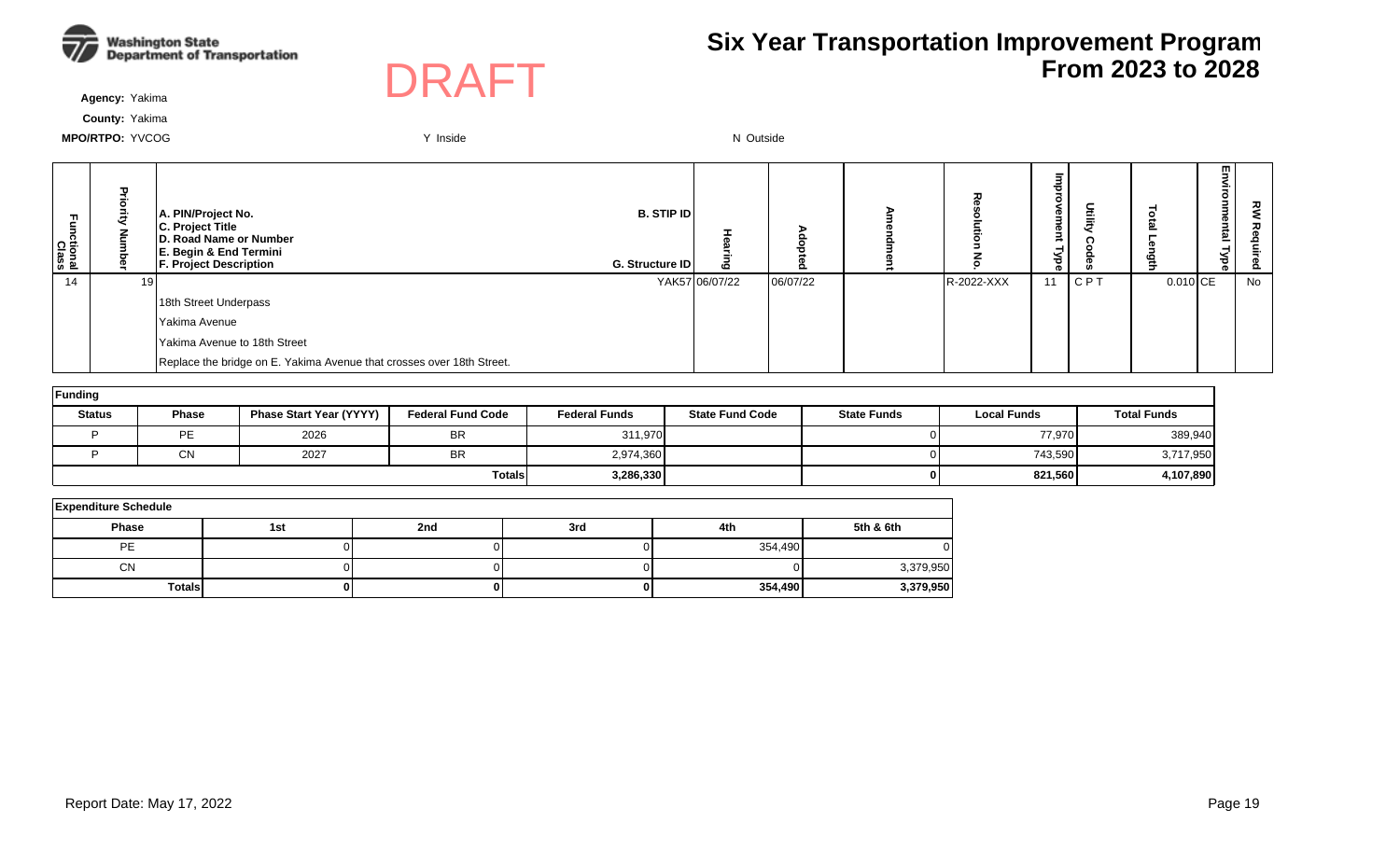# Six Year Transportation Improvement Program From 2023 to 2028

DRAFT

**Agency:** Yakima

**County:** Yakima

**MPO/RTPO:** YVCOG

Y Inside

N Outside

| Functional Class | Priority Number | A. PIN/Project No. C. Project Title D. Road Name or Number E. Begin & End Termini F. Project Description | B. STIP ID G. Structure ID | Hearing | Adopted | Amendment | Resolution No. | Improvement Type | Utility Codes | Total Length | Environmental Type | RW Required |
|---|---|---|---|---|---|---|---|---|---|---|---|---|
| 14 | 19 | | YAK57 | 06/07/22 | 06/07/22 | | R-2022-XXX | 11 | C P T | 0.010 | CE | No |
| | | 18th Street Underpass | | | | | | | | | | |
| | | Yakima Avenue | | | | | | | | | | |
| | | Yakima Avenue to 18th Street | | | | | | | | | | |
| | | Replace the bridge on E. Yakima Avenue that crosses over 18th Street. | | | | | | | | | | |

**Funding**

| Status | Phase | Phase Start Year (YYYY) | Federal Fund Code | Federal Funds | State Fund Code | State Funds | Local Funds | Total Funds |
|---|---|---|---|---|---|---|---|---|
| P | PE | 2026 | BR | 311,970 | | 0 | 77,970 | 389,940 |
| P | CN | 2027 | BR | 2,974,360 | | 0 | 743,590 | 3,717,950 |
| | | | **Totals** | **3,286,330** | | **0** | **821,560** | **4,107,890** |

**Expenditure Schedule**

| Phase | 1st | 2nd | 3rd | 4th | 5th & 6th |
|---|---|---|---|---|---|
| PE | 0 | 0 | 0 | 354,490 | 0 |
| CN | 0 | 0 | 0 | 0 | 3,379,950 |
| **Totals** | **0** | **0** | **0** | **354,490** | **3,379,950** |

Report Date: May 17, 2022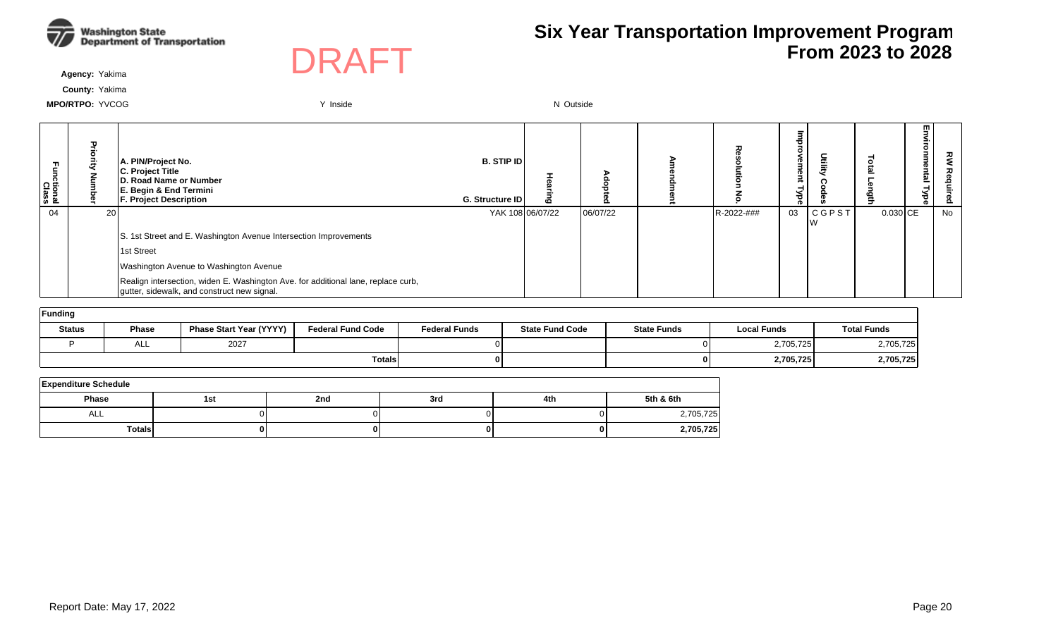# Six Year Transportation Improvement Program From 2023 to 2028

DRAFT

**Agency:** Yakima

**County:** Yakima

**MPO/RTPO:** YVCOG

Y Inside

N Outside

| Functional Class | Priority Number | A. PIN/Project No. C. Project Title D. Road Name or Number E. Begin & End Termini F. Project Description | B. STIP ID G. Structure ID | Hearing | Adopted | Amendment | Resolution No. | Improvement Type | Utility Codes | Total Length | Environmental Type | RW Required |
|---|---|---|---|---|---|---|---|---|---|---|---|---|
| 04 | 20 | | YAK 108 | 06/07/22 | 06/07/22 | | R-2022-### | 03 | C G P S T W | 0.030 | CE | No |
| | | S. 1st Street and E. Washington Avenue Intersection Improvements | | | | | | | | | | |
| | | 1st Street | | | | | | | | | | |
| | | Washington Avenue to Washington Avenue | | | | | | | | | | |
| | | Realign intersection, widen E. Washington Ave. for additional lane, replace curb, gutter, sidewalk, and construct new signal. | | | | | | | | | | |

**Funding**

| Status | Phase | Phase Start Year (YYYY) | Federal Fund Code | Federal Funds | State Fund Code | State Funds | Local Funds | Total Funds |
|---|---|---|---|---|---|---|---|---|
| P | ALL | 2027 | | 0 | | 0 | 2,705,725 | 2,705,725 |
| | | | | **Totals** **0** | | **0** | **2,705,725** | **2,705,725** |

**Expenditure Schedule**

| Phase | 1st | 2nd | 3rd | 4th | 5th & 6th |
|---|---|---|---|---|---|
| ALL | 0 | 0 | 0 | 0 | 2,705,725 |
| **Totals** | **0** | **0** | **0** | **0** | **2,705,725** |

Report Date: May 17, 2022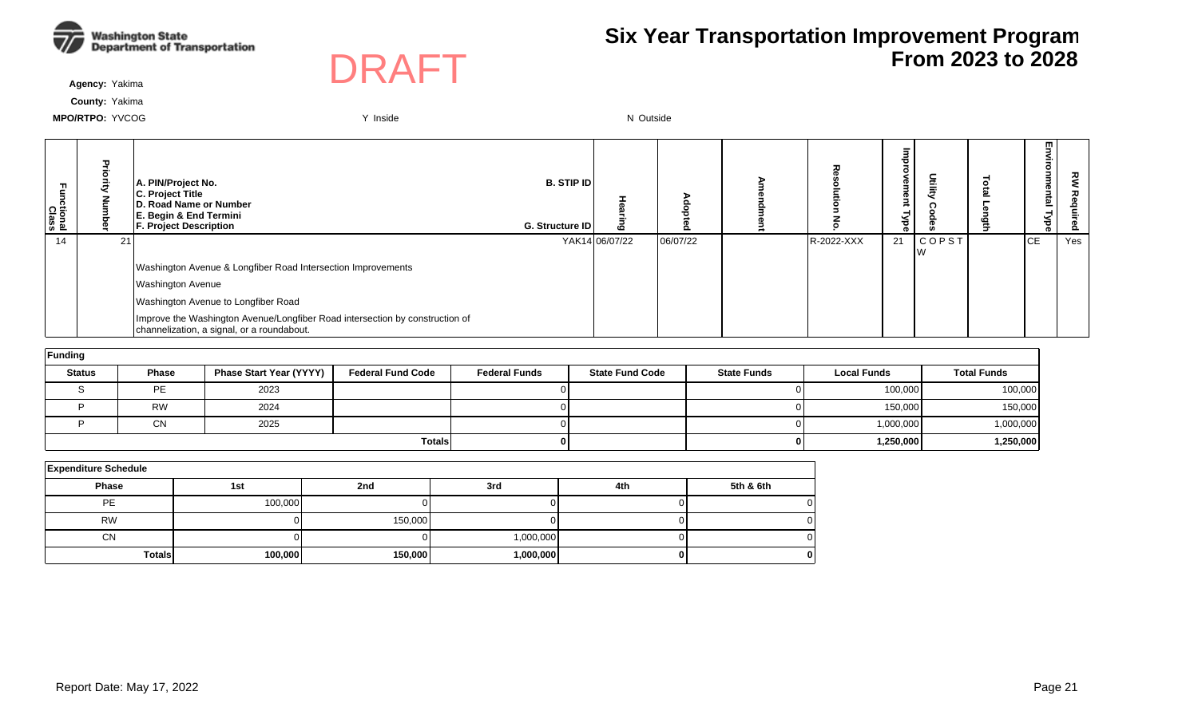# Six Year Transportation Improvement Program From 2023 to 2028

DRAFT

**Agency:** Yakima

**County:** Yakima

**MPO/RTPO:** YVCOG | Y Inside | N Outside

| Functional Class | Priority Number | A. PIN/Project No. C. Project Title D. Road Name or Number E. Begin & End Termini F. Project Description | B. STIP ID G. Structure ID | Hearing | Adopted | Amendment | Resolution No. | Improvement Type | Utility Codes | Total Length | Environmental Type | RW Required |
|---|---|---|---|---|---|---|---|---|---|---|---|---|
| 14 | 21 | | YAK14 | 06/07/22 | 06/07/22 | | R-2022-XXX | 21 | C O P S T W | | CE | Yes |
| | | Washington Avenue & Longfiber Road Intersection Improvements | | | | | | | | | | |
| | | Washington Avenue | | | | | | | | | | |
| | | Washington Avenue to Longfiber Road | | | | | | | | | | |
| | | Improve the Washington Avenue/Longfiber Road intersection by construction of channelization, a signal, or a roundabout. | | | | | | | | | | |

**Funding**

| Status | Phase | Phase Start Year (YYYY) | Federal Fund Code | Federal Funds | State Fund Code | State Funds | Local Funds | Total Funds |
|---|---|---|---|---|---|---|---|---|
| S | PE | 2023 | | 0 | | 0 | 100,000 | 100,000 |
| P | RW | 2024 | | 0 | | 0 | 150,000 | 150,000 |
| P | CN | 2025 | | 0 | | 0 | 1,000,000 | 1,000,000 |
| | | | **Totals** | **0** | | **0** | **1,250,000** | **1,250,000** |

**Expenditure Schedule**

| Phase | 1st | 2nd | 3rd | 4th | 5th & 6th |
|---|---|---|---|---|---|
| PE | 100,000 | 0 | 0 | 0 | 0 |
| RW | 0 | 150,000 | 0 | 0 | 0 |
| CN | 0 | 0 | 1,000,000 | 0 | 0 |
| **Totals** | **100,000** | **150,000** | **1,000,000** | **0** | **0** |

Report Date: May 17, 2022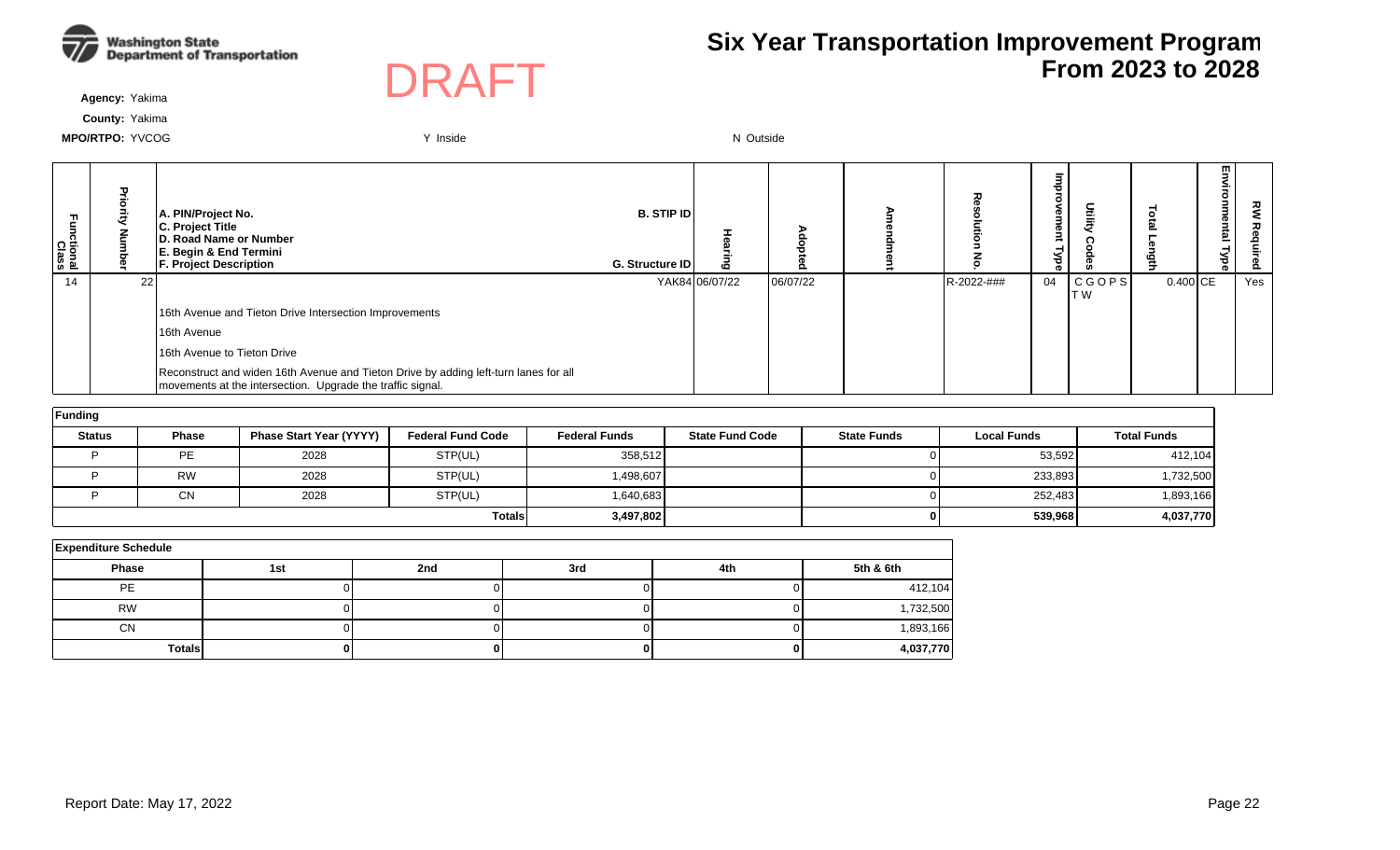Washington State Department of Transportation

DRAFT

# Six Year Transportation Improvement Program From 2023 to 2028

**Agency:** Yakima

**County:** Yakima

**MPO/RTPO:** YVCOG

Y Inside

N Outside

| Functional Class | Priority Number | A. PIN/Project No. C. Project Title D. Road Name or Number E. Begin & End Termini F. Project Description | B. STIP ID / G. Structure ID | Hearing | Adopted | Amendment | Resolution No. | Improvement Type | Utility Codes | Total Length | Environmental Type | RW Required |
|---|---|---|---|---|---|---|---|---|---|---|---|---|
| 14 | 22 | | YAK84 | 06/07/22 | 06/07/22 | | R-2022-### | 04 | C G O P S T W | 0.400 | CE | Yes |
| | | 16th Avenue and Tieton Drive Intersection Improvements | | | | | | | | | | |
| | | 16th Avenue | | | | | | | | | | |
| | | 16th Avenue to Tieton Drive | | | | | | | | | | |
| | | Reconstruct and widen 16th Avenue and Tieton Drive by adding left-turn lanes for all movements at the intersection. Upgrade the traffic signal. | | | | | | | | | | |

**Funding**

| Status | Phase | Phase Start Year (YYYY) | Federal Fund Code | Federal Funds | State Fund Code | State Funds | Local Funds | Total Funds |
|---|---|---|---|---|---|---|---|---|
| P | PE | 2028 | STP(UL) | 358,512 | | 0 | 53,592 | 412,104 |
| P | RW | 2028 | STP(UL) | 1,498,607 | | 0 | 233,893 | 1,732,500 |
| P | CN | 2028 | STP(UL) | 1,640,683 | | 0 | 252,483 | 1,893,166 |
| | | | **Totals** | **3,497,802** | | **0** | **539,968** | **4,037,770** |

**Expenditure Schedule**

| Phase | 1st | 2nd | 3rd | 4th | 5th & 6th |
|---|---|---|---|---|---|
| PE | 0 | 0 | 0 | 0 | 412,104 |
| RW | 0 | 0 | 0 | 0 | 1,732,500 |
| CN | 0 | 0 | 0 | 0 | 1,893,166 |
| **Totals** | **0** | **0** | **0** | **0** | **4,037,770** |

Report Date: May 17, 2022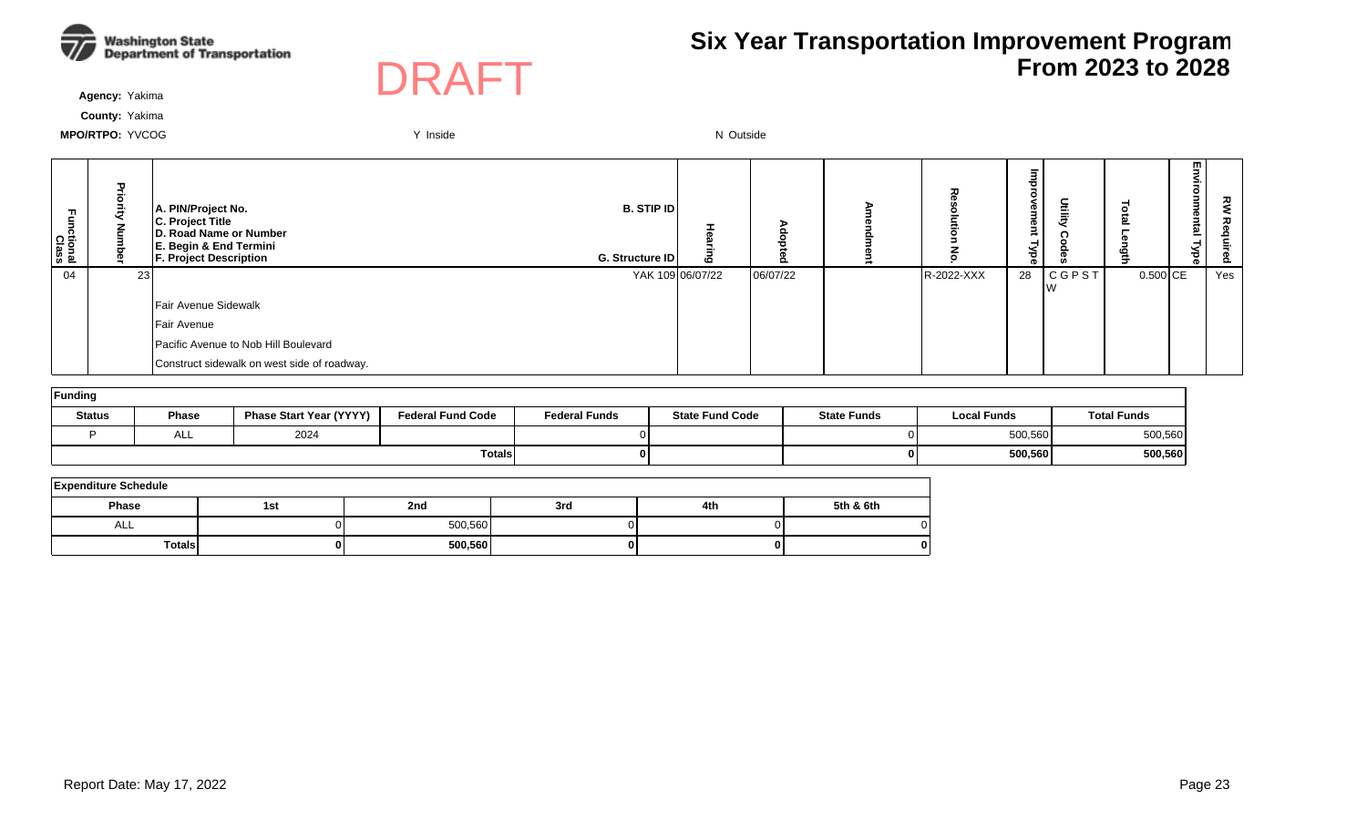# Six Year Transportation Improvement Program From 2023 to 2028

DRAFT

**Agency:** Yakima

**County:** Yakima

**MPO/RTPO:** YVCOG

Y Inside

N Outside

| Functional Class | Priority Number | A. PIN/Project No. C. Project Title D. Road Name or Number E. Begin & End Termini F. Project Description | B. STIP ID G. Structure ID | Hearing | Adopted | Amendment | Resolution No. | Improvement Type | Utility Codes | Total Length | Environmental Type | RW Required |
|---|---|---|---|---|---|---|---|---|---|---|---|---|
| 04 | 23 | | YAK 109 | 06/07/22 | 06/07/22 | | R-2022-XXX | 28 | C G P S T W | 0.500 | CE | Yes |
| | | Fair Avenue Sidewalk | | | | | | | | | | |
| | | Fair Avenue | | | | | | | | | | |
| | | Pacific Avenue to Nob Hill Boulevard | | | | | | | | | | |
| | | Construct sidewalk on west side of roadway. | | | | | | | | | | |

**Funding**

| Status | Phase | Phase Start Year (YYYY) | Federal Fund Code | Federal Funds | State Fund Code | State Funds | Local Funds | Total Funds |
|---|---|---|---|---|---|---|---|---|
| P | ALL | 2024 | | 0 | | 0 | 500,560 | 500,560 |
| | | | Totals | **0** | | **0** | **500,560** | **500,560** |

**Expenditure Schedule**

| Phase | 1st | 2nd | 3rd | 4th | 5th & 6th |
|---|---|---|---|---|---|
| ALL | 0 | 500,560 | 0 | 0 | 0 |
| **Totals** | **0** | **500,560** | **0** | **0** | **0** |

Report Date: May 17, 2022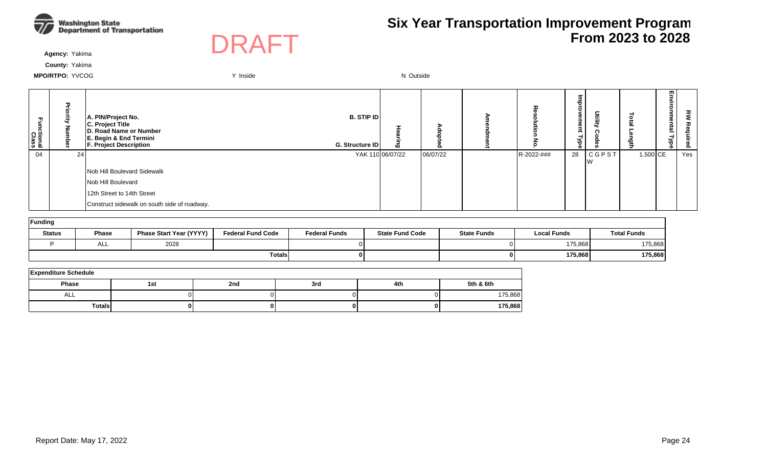# Six Year Transportation Improvement Program From 2023 to 2028

DRAFT

**Agency:** Yakima

**County:** Yakima

**MPO/RTPO:** YVCOG

Y Inside

N Outside

| Functional Class | Priority Number | A. PIN/Project No. C. Project Title D. Road Name or Number E. Begin & End Termini F. Project Description | B. STIP ID G. Structure ID | Hearing | Adopted | Amendment | Resolution No. | Improvement Type | Utility Codes | Total Length | Environmental Type | RW Required |
|---|---|---|---|---|---|---|---|---|---|---|---|---|
| 04 | 24 | Nob Hill Boulevard Sidewalk<br>Nob Hill Boulevard<br>12th Street to 14th Street<br>Construct sidewalk on south side of roadway. | YAK 110 | 06/07/22 | 06/07/22 | | R-2022-### | 28 | C G P S T W | 1.500 | CE | Yes |

**Funding**

| Status | Phase | Phase Start Year (YYYY) | Federal Fund Code | Federal Funds | State Fund Code | State Funds | Local Funds | Total Funds |
|---|---|---|---|---|---|---|---|---|
| P | ALL | 2028 | | 0 | | 0 | 175,868 | 175,868 |
| | | | Totals | **0** | | **0** | **175,868** | **175,868** |

**Expenditure Schedule**

| Phase | 1st | 2nd | 3rd | 4th | 5th & 6th |
|---|---|---|---|---|---|
| ALL | 0 | 0 | 0 | 0 | 175,868 |
| Totals | **0** | **0** | **0** | **0** | **175,868** |

Report Date: May 17, 2022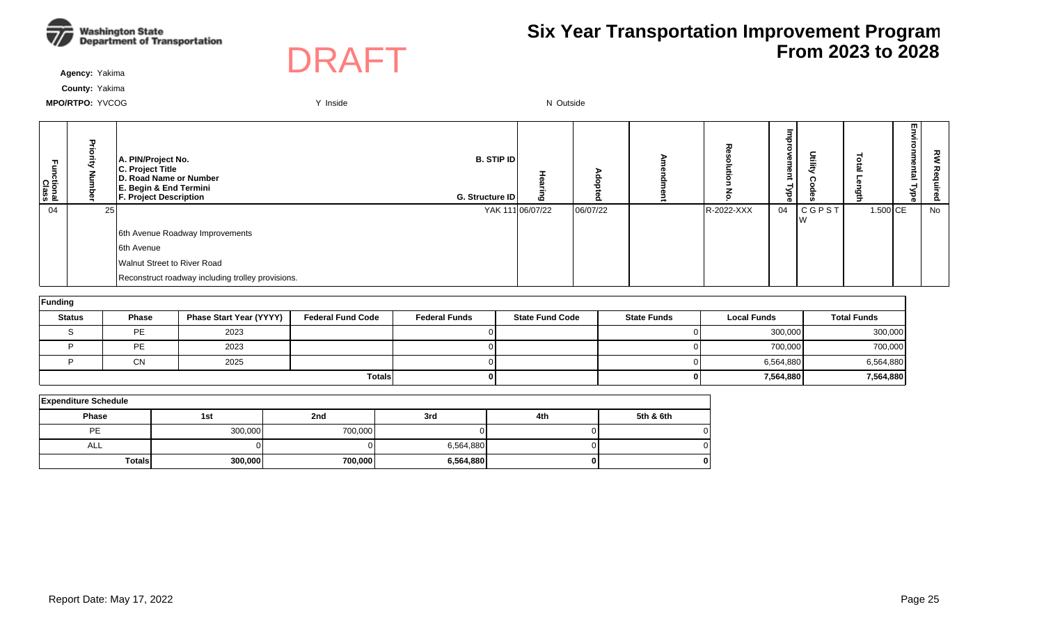# Six Year Transportation Improvement Program From 2023 to 2028

DRAFT

**Agency:** Yakima

**County:** Yakima

**MPO/RTPO:** YVCOG

Y Inside

N Outside

| Functional Class | Priority Number | A. PIN/Project No. C. Project Title D. Road Name or Number E. Begin & End Termini F. Project Description | B. STIP ID G. Structure ID | Hearing | Adopted | Amendment | Resolution No. | Improvement Type | Utility Codes | Total Length | Environmental Type | RW Required |
|---|---|---|---|---|---|---|---|---|---|---|---|---|
| 04 | 25 | | YAK 111 | 06/07/22 | 06/07/22 | | R-2022-XXX | 04 | C G P S T W | 1.500 | CE | No |
| | | 6th Avenue Roadway Improvements | | | | | | | | | | |
| | | 6th Avenue | | | | | | | | | | |
| | | Walnut Street to River Road | | | | | | | | | | |
| | | Reconstruct roadway including trolley provisions. | | | | | | | | | | |

**Funding**

| Status | Phase | Phase Start Year (YYYY) | Federal Fund Code | Federal Funds | State Fund Code | State Funds | Local Funds | Total Funds |
|---|---|---|---|---|---|---|---|---|
| S | PE | 2023 | | 0 | | 0 | 300,000 | 300,000 |
| P | PE | 2023 | | 0 | | 0 | 700,000 | 700,000 |
| P | CN | 2025 | | 0 | | 0 | 6,564,880 | 6,564,880 |
| | | | Totals | 0 | | 0 | 7,564,880 | 7,564,880 |

**Expenditure Schedule**

| Phase | 1st | 2nd | 3rd | 4th | 5th & 6th |
|---|---|---|---|---|---|
| PE | 300,000 | 700,000 | 0 | 0 | 0 |
| ALL | 0 | 0 | 6,564,880 | 0 | 0 |
| Totals | 300,000 | 700,000 | 6,564,880 | 0 | 0 |

Report Date: May 17, 2022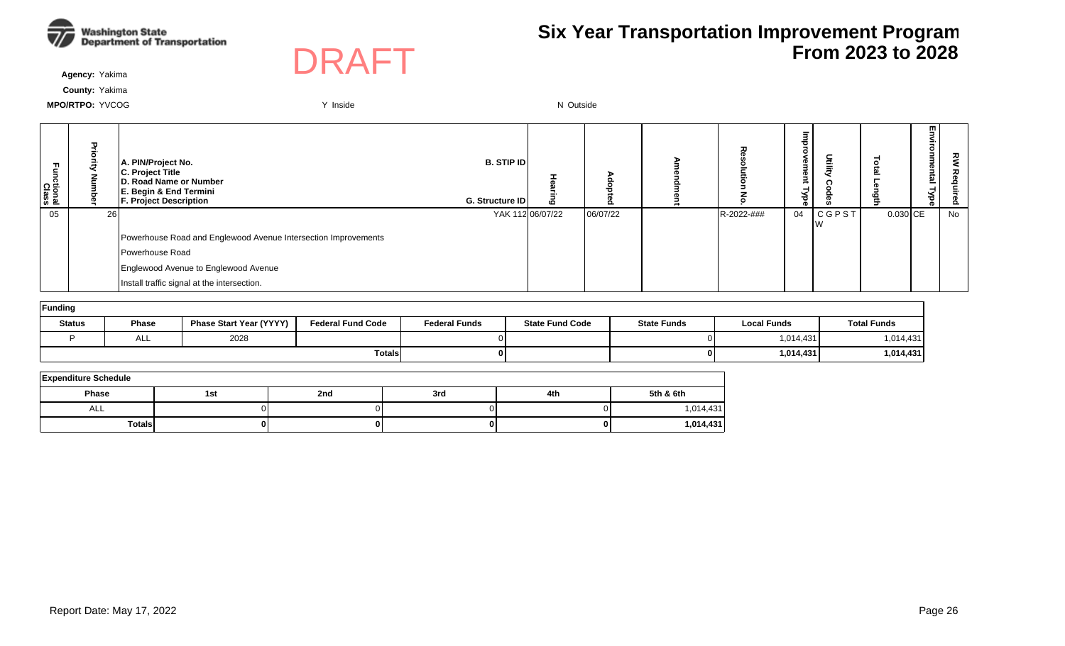# Six Year Transportation Improvement Program From 2023 to 2028

DRAFT

**Agency:** Yakima

**County:** Yakima

**MPO/RTPO:** YVCOG

Y Inside

N Outside

| Functional Class | Priority Number | A. PIN/Project No. C. Project Title D. Road Name or Number E. Begin & End Termini F. Project Description | B. STIP ID G. Structure ID | Hearing | Adopted | Amendment | Resolution No. | Improvement Type | Utility Codes | Total Length | Environmental Type | RW Required |
|---|---|---|---|---|---|---|---|---|---|---|---|---|
| 05 | 26 | | YAK 112 | 06/07/22 | 06/07/22 | | R-2022-### | 04 | C G P S T W | 0.030 | CE | No |
| | | Powerhouse Road and Englewood Avenue Intersection Improvements | | | | | | | | | | |
| | | Powerhouse Road | | | | | | | | | | |
| | | Englewood Avenue to Englewood Avenue | | | | | | | | | | |
| | | Install traffic signal at the intersection. | | | | | | | | | | |

**Funding**

| Status | Phase | Phase Start Year (YYYY) | Federal Fund Code | Federal Funds | State Fund Code | State Funds | Local Funds | Total Funds |
|---|---|---|---|---|---|---|---|---|
| P | ALL | 2028 | | 0 | | 0 | 1,014,431 | 1,014,431 |
| | | | | **Totals** **0** | | **0** | **1,014,431** | **1,014,431** |

**Expenditure Schedule**

| Phase | 1st | 2nd | 3rd | 4th | 5th & 6th |
|---|---|---|---|---|---|
| ALL | 0 | 0 | 0 | 0 | 1,014,431 |
| **Totals** | **0** | **0** | **0** | **0** | **1,014,431** |

Report Date: May 17, 2022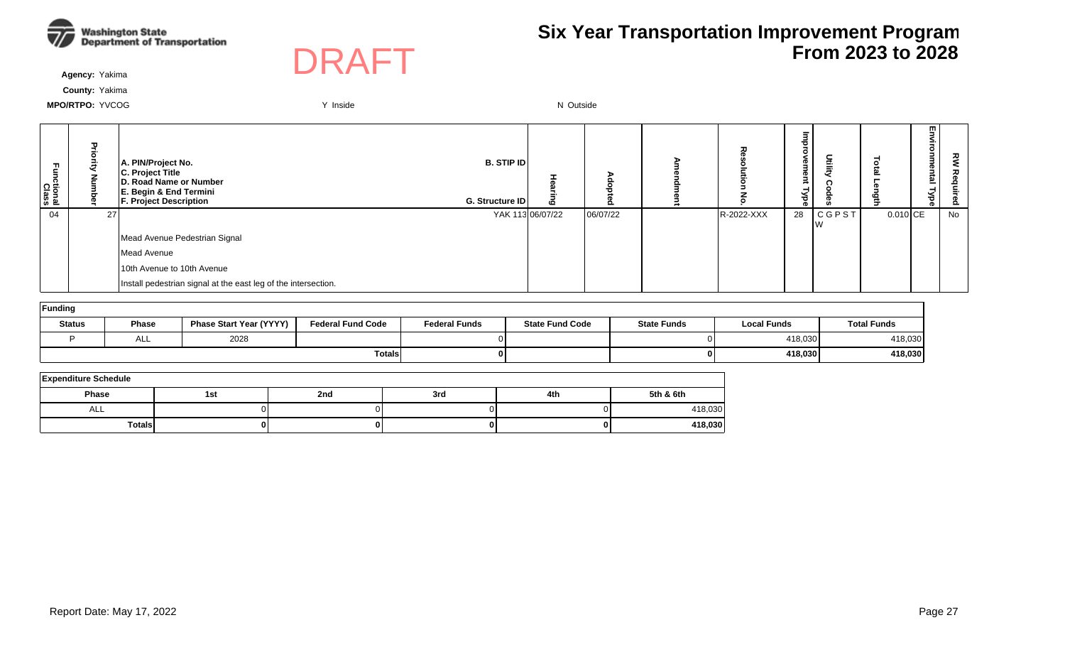# Six Year Transportation Improvement Program From 2023 to 2028

DRAFT

**Agency:** Yakima

**County:** Yakima

**MPO/RTPO:** YVCOG Y Inside N Outside

| Functional Class | Priority Number | A. PIN/Project No. C. Project Title D. Road Name or Number E. Begin & End Termini F. Project Description | B. STIP ID G. Structure ID | Hearing | Adopted | Amendment | Resolution No. | Improvement Type | Utility Codes | Total Length | Environmental Type | RW Required |
|---|---|---|---|---|---|---|---|---|---|---|---|---|
| 04 | 27 | Mead Avenue Pedestrian Signal<br>Mead Avenue<br>10th Avenue to 10th Avenue<br>Install pedestrian signal at the east leg of the intersection. | YAK 113 | 06/07/22 | 06/07/22 | | R-2022-XXX | 28 | C G P S T W | 0.010 | CE | No |

**Funding**

| Status | Phase | Phase Start Year (YYYY) | Federal Fund Code | Federal Funds | State Fund Code | State Funds | Local Funds | Total Funds |
|---|---|---|---|---|---|---|---|---|
| P | ALL | 2028 | | 0 | | 0 | 418,030 | 418,030 |
| | | | Totals | 0 | | 0 | 418,030 | 418,030 |

**Expenditure Schedule**

| Phase | 1st | 2nd | 3rd | 4th | 5th & 6th |
|---|---|---|---|---|---|
| ALL | 0 | 0 | 0 | 0 | 418,030 |
| Totals | 0 | 0 | 0 | 0 | 418,030 |

Report Date: May 17, 2022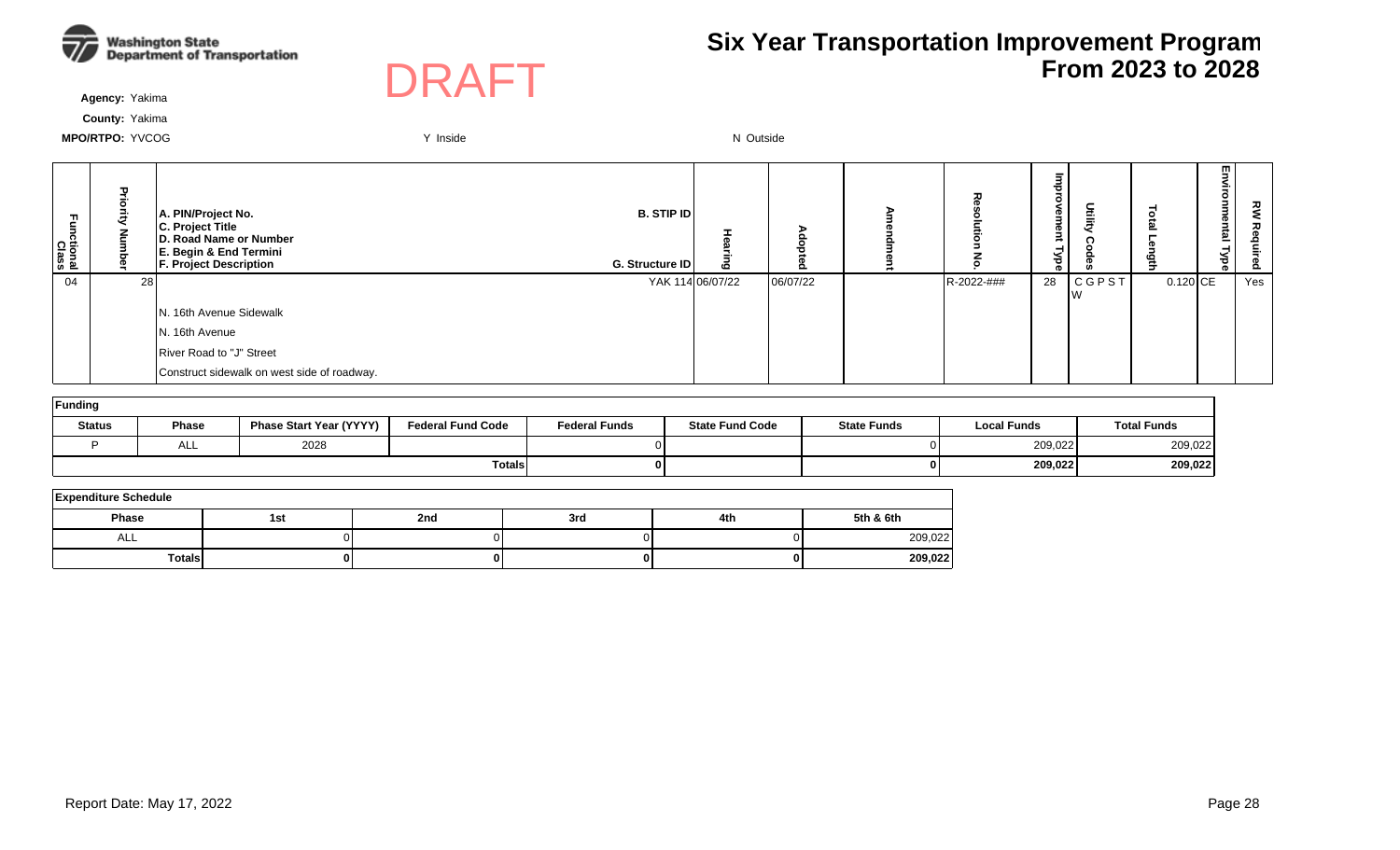Washington State Department of Transportation

DRAFT

# Six Year Transportation Improvement Program From 2023 to 2028

**Agency:** Yakima

**County:** Yakima

**MPO/RTPO:** YVCOG

Y Inside

N Outside

| Functional Class | Priority Number | A. PIN/Project No. C. Project Title D. Road Name or Number E. Begin & End Termini F. Project Description | B. STIP ID G. Structure ID | Hearing | Adopted | Amendment | Resolution No. | Improvement Type | Utility Codes | Total Length | Environmental Type | RW Required |
|---|---|---|---|---|---|---|---|---|---|---|---|---|
| 04 | 28 | N. 16th Avenue Sidewalk<br>N. 16th Avenue<br>River Road to "J" Street<br>Construct sidewalk on west side of roadway. | YAK 114 | 06/07/22 | 06/07/22 | | R-2022-### | 28 | C G P S T W | 0.120 | CE | Yes |

**Funding**

| Status | Phase | Phase Start Year (YYYY) | Federal Fund Code | Federal Funds | State Fund Code | State Funds | Local Funds | Total Funds |
|---|---|---|---|---|---|---|---|---|
| P | ALL | 2028 | | 0 | | 0 | 209,022 | 209,022 |
| | | | | **Totals** **0** | | **0** | **209,022** | **209,022** |

**Expenditure Schedule**

| Phase | 1st | 2nd | 3rd | 4th | 5th & 6th |
|---|---|---|---|---|---|
| ALL | 0 | 0 | 0 | 0 | 209,022 |
| **Totals** | **0** | **0** | **0** | **0** | **209,022** |

Report Date: May 17, 2022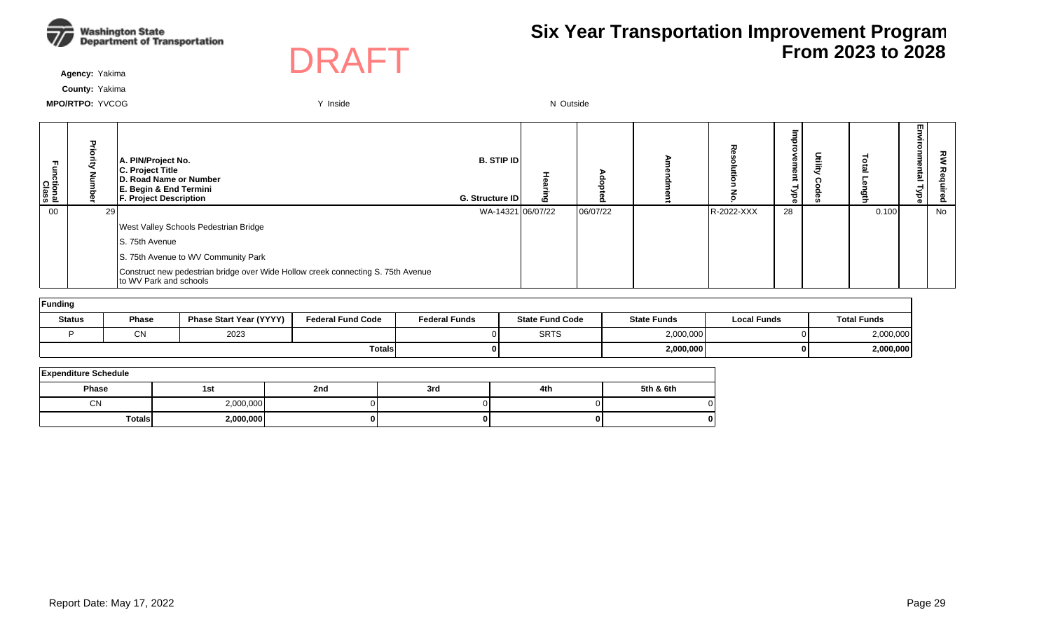Washington State Department of Transportation

DRAFT

# Six Year Transportation Improvement Program From 2023 to 2028

**Agency:** Yakima

**County:** Yakima

**MPO/RTPO:** YVCOG Y Inside N Outside

| Functional Class | Priority Number | A. PIN/Project No. C. Project Title D. Road Name or Number E. Begin & End Termini F. Project Description | B. STIP ID G. Structure ID | Hearing | Adopted | Amendment | Resolution No. | Improvement Type | Utility Codes | Total Length | Environmental Type | RW Required |
|---|---|---|---|---|---|---|---|---|---|---|---|---|
| 00 | 29 | | WA-14321 | 06/07/22 | 06/07/22 | | R-2022-XXX | 28 | | 0.100 | | No |
| | | West Valley Schools Pedestrian Bridge | | | | | | | | | | |
| | | S. 75th Avenue | | | | | | | | | | |
| | | S. 75th Avenue to WV Community Park | | | | | | | | | | |
| | | Construct new pedestrian bridge over Wide Hollow creek connecting S. 75th Avenue to WV Park and schools | | | | | | | | | | |

**Funding**

| Status | Phase | Phase Start Year (YYYY) | Federal Fund Code | Federal Funds | State Fund Code | State Funds | Local Funds | Total Funds |
|---|---|---|---|---|---|---|---|---|
| P | CN | 2023 | | 0 | SRTS | 2,000,000 | 0 | 2,000,000 |
| | | | | **Totals** **0** | | **2,000,000** | **0** | **2,000,000** |

**Expenditure Schedule**

| Phase | 1st | 2nd | 3rd | 4th | 5th & 6th |
|---|---|---|---|---|---|
| CN | 2,000,000 | 0 | 0 | 0 | 0 |
| **Totals** | **2,000,000** | **0** | **0** | **0** | **0** |

Report Date: May 17, 2022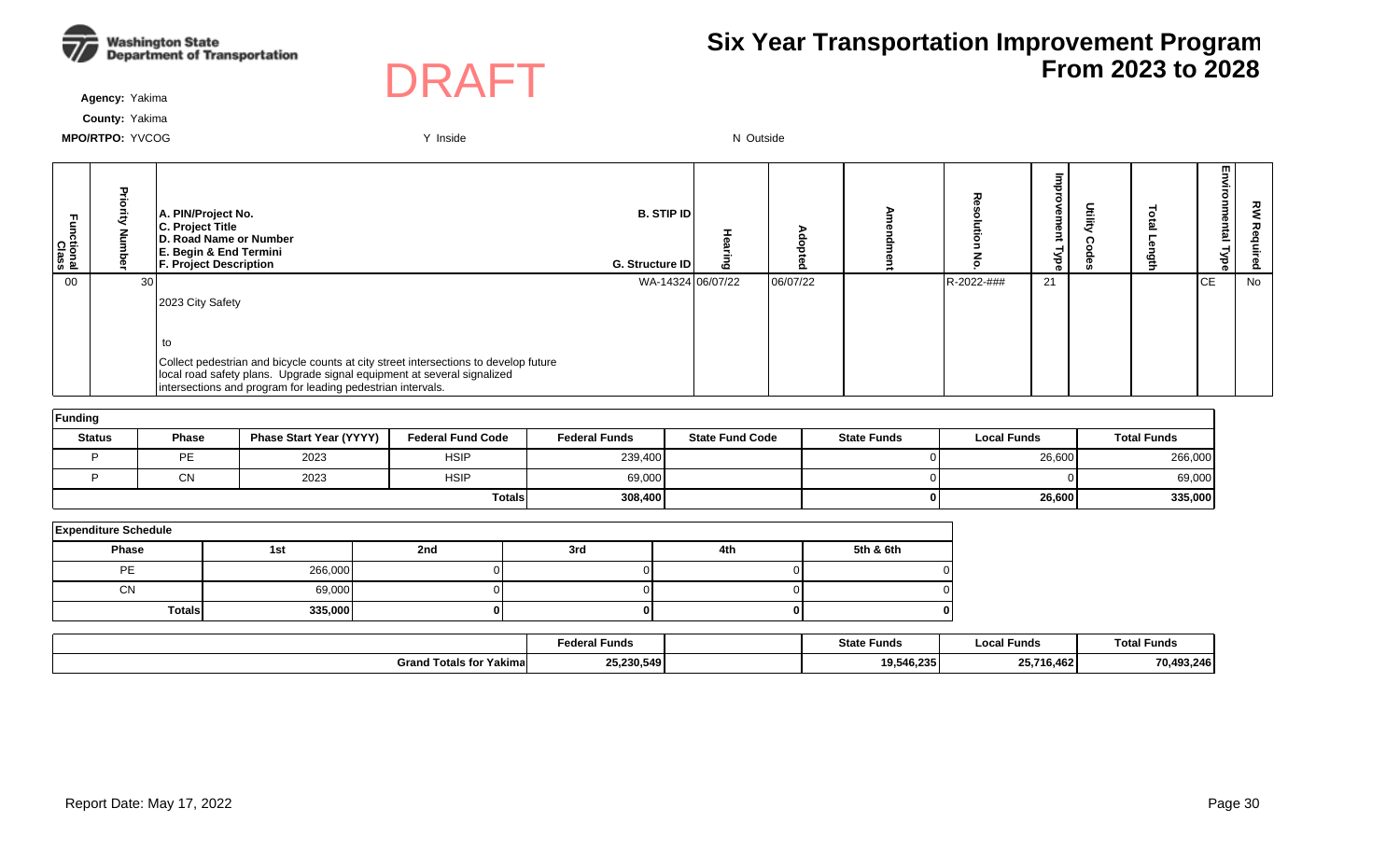Washington State Department of Transportation

DRAFT

# Six Year Transportation Improvement Program From 2023 to 2028

**Agency:** Yakima

**County:** Yakima

**MPO/RTPO:** YVCOG

Y Inside

N Outside

| Functional Class | Priority Number | A. PIN/Project No. C. Project Title D. Road Name or Number E. Begin & End Termini F. Project Description | B. STIP ID G. Structure ID | Hearing | Adopted | Amendment | Resolution No. | Improvement Type | Utility Codes | Total Length | Environmental Type | RW Required |
|---|---|---|---|---|---|---|---|---|---|---|---|---|
| 00 | 30 | 2023 City Safety<br>to<br>Collect pedestrian and bicycle counts at city street intersections to develop future local road safety plans. Upgrade signal equipment at several signalized intersections and program for leading pedestrian intervals. | WA-14324 | 06/07/22 | 06/07/22 | | R-2022-### | 21 | | | CE | No |

**Funding**

| Status | Phase | Phase Start Year (YYYY) | Federal Fund Code | Federal Funds | State Fund Code | State Funds | Local Funds | Total Funds |
|---|---|---|---|---|---|---|---|---|
| P | PE | 2023 | HSIP | 239,400 | | 0 | 26,600 | 266,000 |
| P | CN | 2023 | HSIP | 69,000 | | 0 | 0 | 69,000 |
| | | | Totals | 308,400 | | 0 | 26,600 | 335,000 |

**Expenditure Schedule**

| Phase | 1st | 2nd | 3rd | 4th | 5th & 6th |
|---|---|---|---|---|---|
| PE | 266,000 | 0 | 0 | 0 | 0 |
| CN | 69,000 | 0 | 0 | 0 | 0 |
| Totals | 335,000 | 0 | 0 | 0 | 0 |

| | Federal Funds | | State Funds | Local Funds | Total Funds |
|---|---|---|---|---|---|
| Grand Totals for Yakima | 25,230,549 | | 19,546,235 | 25,716,462 | 70,493,246 |

Report Date: May 17, 2022